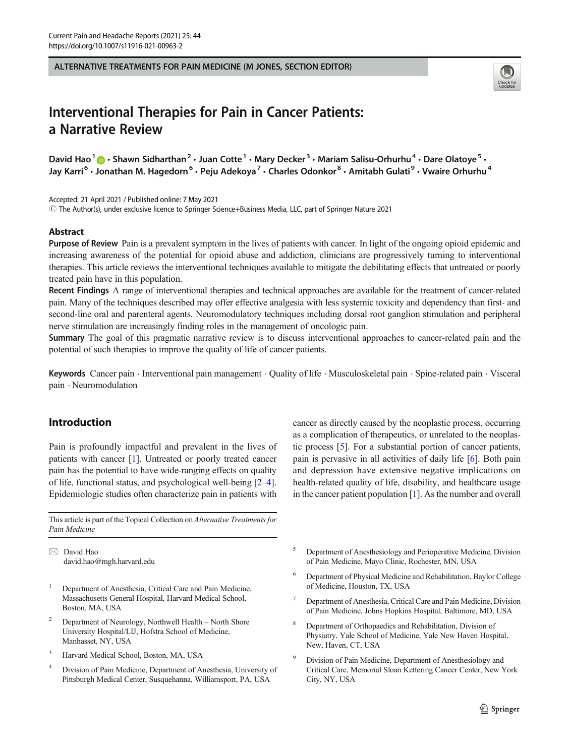ALTERNATIVE TREATMENTS FOR PAIN MEDICINE (M JONES, SECTION EDITOR)

# Interventional Therapies for Pain in Cancer Patients: a Narrative Review

David Hao[1] · Shawn Sidharthan[2] · Juan Cotte[1] · Mary Decker[3] · Mariam Salisu-Orhurhu[4] · Dare Olatoye[5] · Jay Karri[6] · Jonathan M. Hagedorn[6] · Peju Adekoya[7] · Charles Odonkor[8] · Amitabh Gulati[9] · Vwaire Orhurhu[4]

Accepted: 21 April 2021 / Published online: 7 May 2021
© The Author(s), under exclusive licence to Springer Science+Business Media, LLC, part of Springer Nature 2021

## Abstract

**Purpose of Review** Pain is a prevalent symptom in the lives of patients with cancer. In light of the ongoing opioid epidemic and increasing awareness of the potential for opioid abuse and addiction, clinicians are progressively turning to interventional therapies. This article reviews the interventional techniques available to mitigate the debilitating effects that untreated or poorly treated pain have in this population.

**Recent Findings** A range of interventional therapies and technical approaches are available for the treatment of cancer-related pain. Many of the techniques described may offer effective analgesia with less systemic toxicity and dependency than first- and second-line oral and parenteral agents. Neuromodulatory techniques including dorsal root ganglion stimulation and peripheral nerve stimulation are increasingly finding roles in the management of oncologic pain.

**Summary** The goal of this pragmatic narrative review is to discuss interventional approaches to cancer-related pain and the potential of such therapies to improve the quality of life of cancer patients.

**Keywords** Cancer pain · Interventional pain management · Quality of life · Musculoskeletal pain · Spine-related pain · Visceral pain · Neuromodulation

## Introduction

Pain is profoundly impactful and prevalent in the lives of patients with cancer [1]. Untreated or poorly treated cancer pain has the potential to have wide-ranging effects on quality of life, functional status, and psychological well-being [2–4]. Epidemiologic studies often characterize pain in patients with cancer as directly caused by the neoplastic process, occurring as a complication of therapeutics, or unrelated to the neoplastic process [5]. For a substantial portion of cancer patients, pain is pervasive in all activities of daily life [6]. Both pain and depression have extensive negative implications on health-related quality of life, disability, and healthcare usage in the cancer patient population [1]. As the number and overall

This article is part of the Topical Collection on *Alternative Treatments for Pain Medicine*

✉ David Hao
david.hao@mgh.harvard.edu

1. Department of Anesthesia, Critical Care and Pain Medicine, Massachusetts General Hospital, Harvard Medical School, Boston, MA, USA
2. Department of Neurology, Northwell Health – North Shore University Hospital/LIJ, Hofstra School of Medicine, Manhasset, NY, USA
3. Harvard Medical School, Boston, MA, USA
4. Division of Pain Medicine, Department of Anesthesia, University of Pittsburgh Medical Center, Susquehanna, Williamsport, PA, USA
5. Department of Anesthesiology and Perioperative Medicine, Division of Pain Medicine, Mayo Clinic, Rochester, MN, USA
6. Department of Physical Medicine and Rehabilitation, Baylor College of Medicine, Houston, TX, USA
7. Department of Anesthesia, Critical Care and Pain Medicine, Division of Pain Medicine, Johns Hopkins Hospital, Baltimore, MD, USA
8. Department of Orthopaedics and Rehabilitation, Division of Physiatry, Yale School of Medicine, Yale New Haven Hospital, New, Haven, CT, USA
9. Division of Pain Medicine, Department of Anesthesiology and Critical Care, Memorial Sloan Kettering Cancer Center, New York City, NY, USA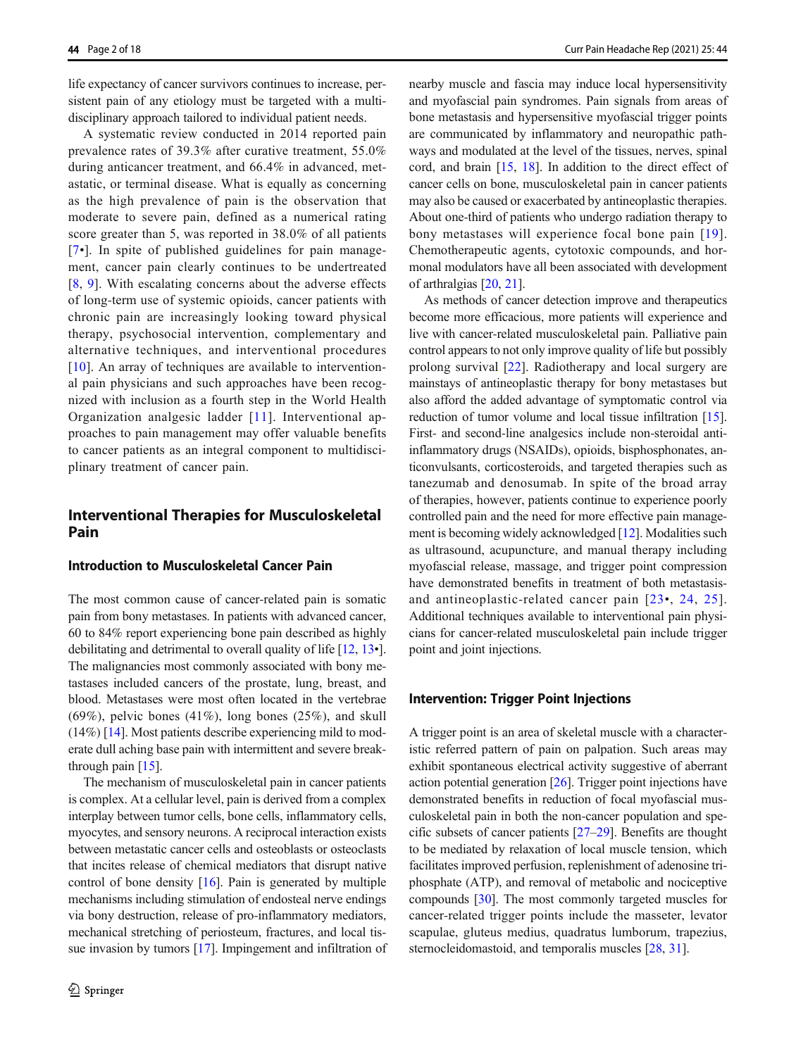life expectancy of cancer survivors continues to increase, persistent pain of any etiology must be targeted with a multidisciplinary approach tailored to individual patient needs.

A systematic review conducted in 2014 reported pain prevalence rates of 39.3% after curative treatment, 55.0% during anticancer treatment, and 66.4% in advanced, metastatic, or terminal disease. What is equally as concerning as the high prevalence of pain is the observation that moderate to severe pain, defined as a numerical rating score greater than 5, was reported in 38.0% of all patients [7•]. In spite of published guidelines for pain management, cancer pain clearly continues to be undertreated [8, 9]. With escalating concerns about the adverse effects of long-term use of systemic opioids, cancer patients with chronic pain are increasingly looking toward physical therapy, psychosocial intervention, complementary and alternative techniques, and interventional procedures [10]. An array of techniques are available to interventional pain physicians and such approaches have been recognized with inclusion as a fourth step in the World Health Organization analgesic ladder [11]. Interventional approaches to pain management may offer valuable benefits to cancer patients as an integral component to multidisciplinary treatment of cancer pain.

## Interventional Therapies for Musculoskeletal Pain

### Introduction to Musculoskeletal Cancer Pain

The most common cause of cancer-related pain is somatic pain from bony metastases. In patients with advanced cancer, 60 to 84% report experiencing bone pain described as highly debilitating and detrimental to overall quality of life [12, 13•]. The malignancies most commonly associated with bony metastases included cancers of the prostate, lung, breast, and blood. Metastases were most often located in the vertebrae (69%), pelvic bones (41%), long bones (25%), and skull (14%) [14]. Most patients describe experiencing mild to moderate dull aching base pain with intermittent and severe breakthrough pain [15].

The mechanism of musculoskeletal pain in cancer patients is complex. At a cellular level, pain is derived from a complex interplay between tumor cells, bone cells, inflammatory cells, myocytes, and sensory neurons. A reciprocal interaction exists between metastatic cancer cells and osteoblasts or osteoclasts that incites release of chemical mediators that disrupt native control of bone density [16]. Pain is generated by multiple mechanisms including stimulation of endosteal nerve endings via bony destruction, release of pro-inflammatory mediators, mechanical stretching of periosteum, fractures, and local tissue invasion by tumors [17]. Impingement and infiltration of nearby muscle and fascia may induce local hypersensitivity and myofascial pain syndromes. Pain signals from areas of bone metastasis and hypersensitive myofascial trigger points are communicated by inflammatory and neuropathic pathways and modulated at the level of the tissues, nerves, spinal cord, and brain [15, 18]. In addition to the direct effect of cancer cells on bone, musculoskeletal pain in cancer patients may also be caused or exacerbated by antineoplastic therapies. About one-third of patients who undergo radiation therapy to bony metastases will experience focal bone pain [19]. Chemotherapeutic agents, cytotoxic compounds, and hormonal modulators have all been associated with development of arthralgias [20, 21].

As methods of cancer detection improve and therapeutics become more efficacious, more patients will experience and live with cancer-related musculoskeletal pain. Palliative pain control appears to not only improve quality of life but possibly prolong survival [22]. Radiotherapy and local surgery are mainstays of antineoplastic therapy for bony metastases but also afford the added advantage of symptomatic control via reduction of tumor volume and local tissue infiltration [15]. First- and second-line analgesics include non-steroidal anti-inflammatory drugs (NSAIDs), opioids, bisphosphonates, anticonvulsants, corticosteroids, and targeted therapies such as tanezumab and denosumab. In spite of the broad array of therapies, however, patients continue to experience poorly controlled pain and the need for more effective pain management is becoming widely acknowledged [12]. Modalities such as ultrasound, acupuncture, and manual therapy including myofascial release, massage, and trigger point compression have demonstrated benefits in treatment of both metastasis- and antineoplastic-related cancer pain [23•, 24, 25]. Additional techniques available to interventional pain physicians for cancer-related musculoskeletal pain include trigger point and joint injections.

### Intervention: Trigger Point Injections

A trigger point is an area of skeletal muscle with a characteristic referred pattern of pain on palpation. Such areas may exhibit spontaneous electrical activity suggestive of aberrant action potential generation [26]. Trigger point injections have demonstrated benefits in reduction of focal myofascial musculoskeletal pain in both the non-cancer population and specific subsets of cancer patients [27–29]. Benefits are thought to be mediated by relaxation of local muscle tension, which facilitates improved perfusion, replenishment of adenosine triphosphate (ATP), and removal of metabolic and nociceptive compounds [30]. The most commonly targeted muscles for cancer-related trigger points include the masseter, levator scapulae, gluteus medius, quadratus lumborum, trapezius, sternocleidomastoid, and temporalis muscles [28, 31].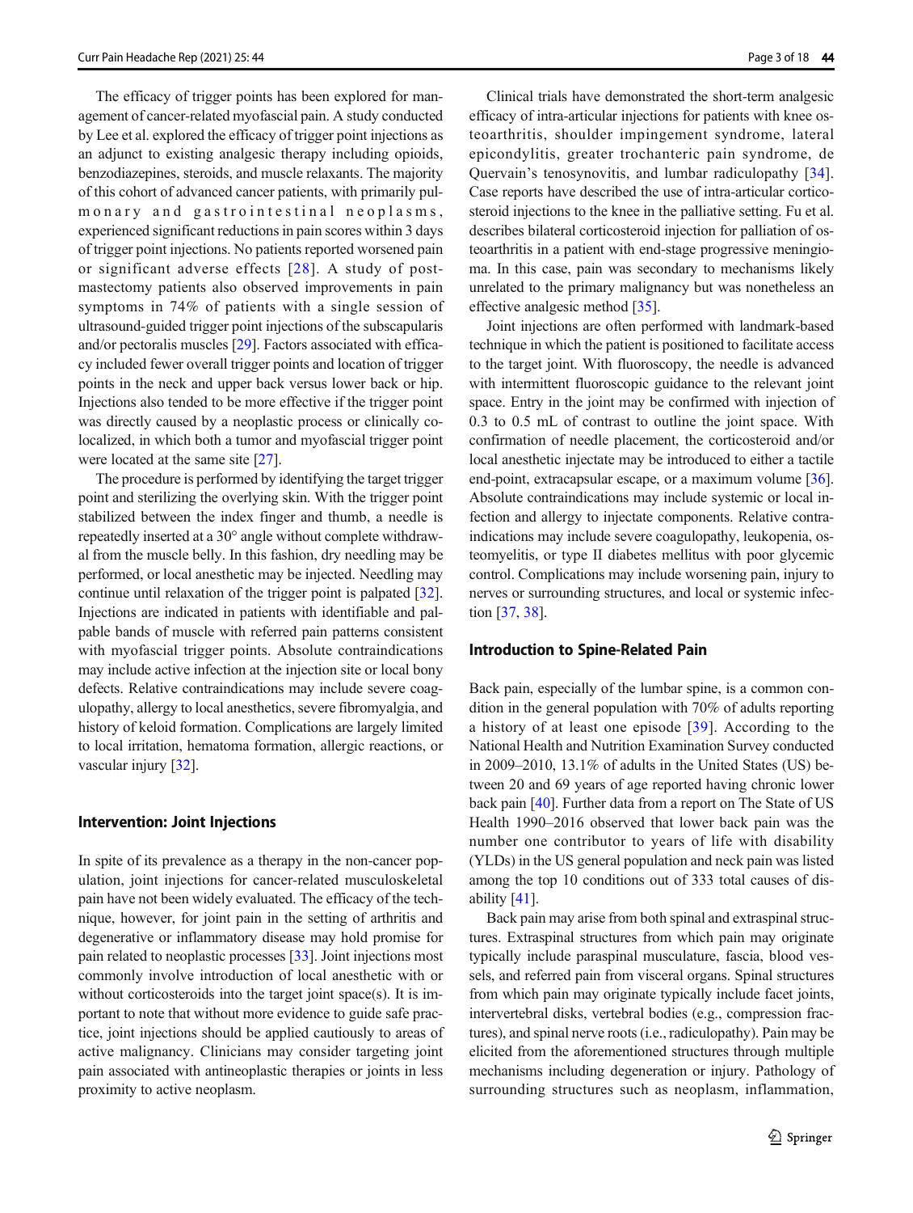The efficacy of trigger points has been explored for management of cancer-related myofascial pain. A study conducted by Lee et al. explored the efficacy of trigger point injections as an adjunct to existing analgesic therapy including opioids, benzodiazepines, steroids, and muscle relaxants. The majority of this cohort of advanced cancer patients, with primarily pulmonary and gastrointestinal neoplasms, experienced significant reductions in pain scores within 3 days of trigger point injections. No patients reported worsened pain or significant adverse effects [28]. A study of post-mastectomy patients also observed improvements in pain symptoms in 74% of patients with a single session of ultrasound-guided trigger point injections of the subscapularis and/or pectoralis muscles [29]. Factors associated with efficacy included fewer overall trigger points and location of trigger points in the neck and upper back versus lower back or hip. Injections also tended to be more effective if the trigger point was directly caused by a neoplastic process or clinically co-localized, in which both a tumor and myofascial trigger point were located at the same site [27].

The procedure is performed by identifying the target trigger point and sterilizing the overlying skin. With the trigger point stabilized between the index finger and thumb, a needle is repeatedly inserted at a 30° angle without complete withdrawal from the muscle belly. In this fashion, dry needling may be performed, or local anesthetic may be injected. Needling may continue until relaxation of the trigger point is palpated [32]. Injections are indicated in patients with identifiable and palpable bands of muscle with referred pain patterns consistent with myofascial trigger points. Absolute contraindications may include active infection at the injection site or local bony defects. Relative contraindications may include severe coagulopathy, allergy to local anesthetics, severe fibromyalgia, and history of keloid formation. Complications are largely limited to local irritation, hematoma formation, allergic reactions, or vascular injury [32].

## Intervention: Joint Injections

In spite of its prevalence as a therapy in the non-cancer population, joint injections for cancer-related musculoskeletal pain have not been widely evaluated. The efficacy of the technique, however, for joint pain in the setting of arthritis and degenerative or inflammatory disease may hold promise for pain related to neoplastic processes [33]. Joint injections most commonly involve introduction of local anesthetic with or without corticosteroids into the target joint space(s). It is important to note that without more evidence to guide safe practice, joint injections should be applied cautiously to areas of active malignancy. Clinicians may consider targeting joint pain associated with antineoplastic therapies or joints in less proximity to active neoplasm.

Clinical trials have demonstrated the short-term analgesic efficacy of intra-articular injections for patients with knee osteoarthritis, shoulder impingement syndrome, lateral epicondylitis, greater trochanteric pain syndrome, de Quervain's tenosynovitis, and lumbar radiculopathy [34]. Case reports have described the use of intra-articular corticosteroid injections to the knee in the palliative setting. Fu et al. describes bilateral corticosteroid injection for palliation of osteoarthritis in a patient with end-stage progressive meningioma. In this case, pain was secondary to mechanisms likely unrelated to the primary malignancy but was nonetheless an effective analgesic method [35].

Joint injections are often performed with landmark-based technique in which the patient is positioned to facilitate access to the target joint. With fluoroscopy, the needle is advanced with intermittent fluoroscopic guidance to the relevant joint space. Entry in the joint may be confirmed with injection of 0.3 to 0.5 mL of contrast to outline the joint space. With confirmation of needle placement, the corticosteroid and/or local anesthetic injectate may be introduced to either a tactile end-point, extracapsular escape, or a maximum volume [36]. Absolute contraindications may include systemic or local infection and allergy to injectate components. Relative contraindications may include severe coagulopathy, leukopenia, osteomyelitis, or type II diabetes mellitus with poor glycemic control. Complications may include worsening pain, injury to nerves or surrounding structures, and local or systemic infection [37, 38].

## Introduction to Spine-Related Pain

Back pain, especially of the lumbar spine, is a common condition in the general population with 70% of adults reporting a history of at least one episode [39]. According to the National Health and Nutrition Examination Survey conducted in 2009–2010, 13.1% of adults in the United States (US) between 20 and 69 years of age reported having chronic lower back pain [40]. Further data from a report on The State of US Health 1990–2016 observed that lower back pain was the number one contributor to years of life with disability (YLDs) in the US general population and neck pain was listed among the top 10 conditions out of 333 total causes of disability [41].

Back pain may arise from both spinal and extraspinal structures. Extraspinal structures from which pain may originate typically include paraspinal musculature, fascia, blood vessels, and referred pain from visceral organs. Spinal structures from which pain may originate typically include facet joints, intervertebral disks, vertebral bodies (e.g., compression fractures), and spinal nerve roots (i.e., radiculopathy). Pain may be elicited from the aforementioned structures through multiple mechanisms including degeneration or injury. Pathology of surrounding structures such as neoplasm, inflammation,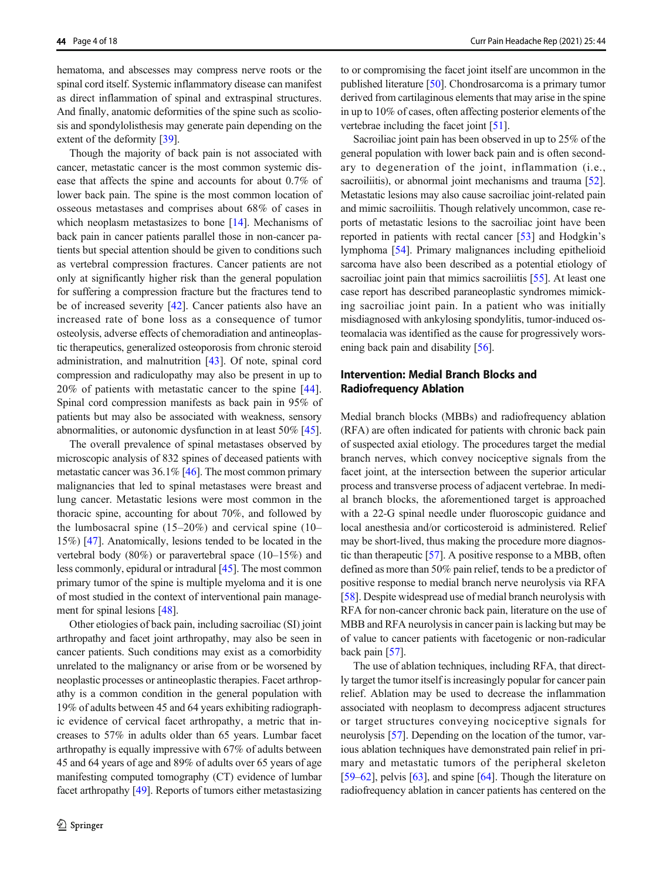hematoma, and abscesses may compress nerve roots or the spinal cord itself. Systemic inflammatory disease can manifest as direct inflammation of spinal and extraspinal structures. And finally, anatomic deformities of the spine such as scoliosis and spondylolisthesis may generate pain depending on the extent of the deformity [39].

Though the majority of back pain is not associated with cancer, metastatic cancer is the most common systemic disease that affects the spine and accounts for about 0.7% of lower back pain. The spine is the most common location of osseous metastases and comprises about 68% of cases in which neoplasm metastasizes to bone [14]. Mechanisms of back pain in cancer patients parallel those in non-cancer patients but special attention should be given to conditions such as vertebral compression fractures. Cancer patients are not only at significantly higher risk than the general population for suffering a compression fracture but the fractures tend to be of increased severity [42]. Cancer patients also have an increased rate of bone loss as a consequence of tumor osteolysis, adverse effects of chemoradiation and antineoplastic therapeutics, generalized osteoporosis from chronic steroid administration, and malnutrition [43]. Of note, spinal cord compression and radiculopathy may also be present in up to 20% of patients with metastatic cancer to the spine [44]. Spinal cord compression manifests as back pain in 95% of patients but may also be associated with weakness, sensory abnormalities, or autonomic dysfunction in at least 50% [45].

The overall prevalence of spinal metastases observed by microscopic analysis of 832 spines of deceased patients with metastatic cancer was 36.1% [46]. The most common primary malignancies that led to spinal metastases were breast and lung cancer. Metastatic lesions were most common in the thoracic spine, accounting for about 70%, and followed by the lumbosacral spine (15–20%) and cervical spine (10–15%) [47]. Anatomically, lesions tended to be located in the vertebral body (80%) or paravertebral space (10–15%) and less commonly, epidural or intradural [45]. The most common primary tumor of the spine is multiple myeloma and it is one of most studied in the context of interventional pain management for spinal lesions [48].

Other etiologies of back pain, including sacroiliac (SI) joint arthropathy and facet joint arthropathy, may also be seen in cancer patients. Such conditions may exist as a comorbidity unrelated to the malignancy or arise from or be worsened by neoplastic processes or antineoplastic therapies. Facet arthropathy is a common condition in the general population with 19% of adults between 45 and 64 years exhibiting radiographic evidence of cervical facet arthropathy, a metric that increases to 57% in adults older than 65 years. Lumbar facet arthropathy is equally impressive with 67% of adults between 45 and 64 years of age and 89% of adults over 65 years of age manifesting computed tomography (CT) evidence of lumbar facet arthropathy [49]. Reports of tumors either metastasizing to or compromising the facet joint itself are uncommon in the published literature [50]. Chondrosarcoma is a primary tumor derived from cartilaginous elements that may arise in the spine in up to 10% of cases, often affecting posterior elements of the vertebrae including the facet joint [51].

Sacroiliac joint pain has been observed in up to 25% of the general population with lower back pain and is often secondary to degeneration of the joint, inflammation (i.e., sacroiliitis), or abnormal joint mechanisms and trauma [52]. Metastatic lesions may also cause sacroiliac joint-related pain and mimic sacroiliitis. Though relatively uncommon, case reports of metastatic lesions to the sacroiliac joint have been reported in patients with rectal cancer [53] and Hodgkin's lymphoma [54]. Primary malignancies including epithelioid sarcoma have also been described as a potential etiology of sacroiliac joint pain that mimics sacroiliitis [55]. At least one case report has described paraneoplastic syndromes mimicking sacroiliac joint pain. In a patient who was initially misdiagnosed with ankylosing spondylitis, tumor-induced osteomalacia was identified as the cause for progressively worsening back pain and disability [56].

## Intervention: Medial Branch Blocks and Radiofrequency Ablation

Medial branch blocks (MBBs) and radiofrequency ablation (RFA) are often indicated for patients with chronic back pain of suspected axial etiology. The procedures target the medial branch nerves, which convey nociceptive signals from the facet joint, at the intersection between the superior articular process and transverse process of adjacent vertebrae. In medial branch blocks, the aforementioned target is approached with a 22-G spinal needle under fluoroscopic guidance and local anesthesia and/or corticosteroid is administered. Relief may be short-lived, thus making the procedure more diagnostic than therapeutic [57]. A positive response to a MBB, often defined as more than 50% pain relief, tends to be a predictor of positive response to medial branch nerve neurolysis via RFA [58]. Despite widespread use of medial branch neurolysis with RFA for non-cancer chronic back pain, literature on the use of MBB and RFA neurolysis in cancer pain is lacking but may be of value to cancer patients with facetogenic or non-radicular back pain [57].

The use of ablation techniques, including RFA, that directly target the tumor itself is increasingly popular for cancer pain relief. Ablation may be used to decrease the inflammation associated with neoplasm to decompress adjacent structures or target structures conveying nociceptive signals for neurolysis [57]. Depending on the location of the tumor, various ablation techniques have demonstrated pain relief in primary and metastatic tumors of the peripheral skeleton [59–62], pelvis [63], and spine [64]. Though the literature on radiofrequency ablation in cancer patients has centered on the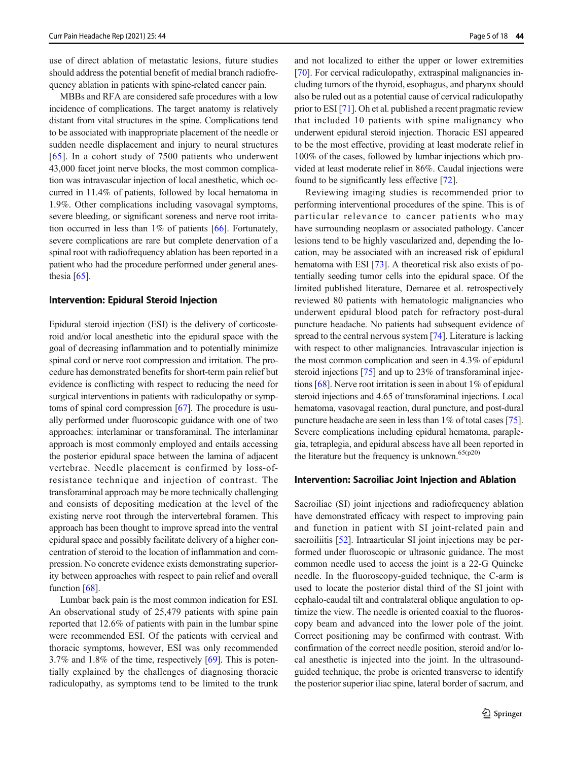use of direct ablation of metastatic lesions, future studies should address the potential benefit of medial branch radiofrequency ablation in patients with spine-related cancer pain.

MBBs and RFA are considered safe procedures with a low incidence of complications. The target anatomy is relatively distant from vital structures in the spine. Complications tend to be associated with inappropriate placement of the needle or sudden needle displacement and injury to neural structures [65]. In a cohort study of 7500 patients who underwent 43,000 facet joint nerve blocks, the most common complication was intravascular injection of local anesthetic, which occurred in 11.4% of patients, followed by local hematoma in 1.9%. Other complications including vasovagal symptoms, severe bleeding, or significant soreness and nerve root irritation occurred in less than 1% of patients [66]. Fortunately, severe complications are rare but complete denervation of a spinal root with radiofrequency ablation has been reported in a patient who had the procedure performed under general anesthesia [65].

## Intervention: Epidural Steroid Injection

Epidural steroid injection (ESI) is the delivery of corticosteroid and/or local anesthetic into the epidural space with the goal of decreasing inflammation and to potentially minimize spinal cord or nerve root compression and irritation. The procedure has demonstrated benefits for short-term pain relief but evidence is conflicting with respect to reducing the need for surgical interventions in patients with radiculopathy or symptoms of spinal cord compression [67]. The procedure is usually performed under fluoroscopic guidance with one of two approaches: interlaminar or transforaminal. The interlaminar approach is most commonly employed and entails accessing the posterior epidural space between the lamina of adjacent vertebrae. Needle placement is confirmed by loss-of-resistance technique and injection of contrast. The transforaminal approach may be more technically challenging and consists of depositing medication at the level of the existing nerve root through the intervertebral foramen. This approach has been thought to improve spread into the ventral epidural space and possibly facilitate delivery of a higher concentration of steroid to the location of inflammation and compression. No concrete evidence exists demonstrating superiority between approaches with respect to pain relief and overall function [68].

Lumbar back pain is the most common indication for ESI. An observational study of 25,479 patients with spine pain reported that 12.6% of patients with pain in the lumbar spine were recommended ESI. Of the patients with cervical and thoracic symptoms, however, ESI was only recommended 3.7% and 1.8% of the time, respectively [69]. This is potentially explained by the challenges of diagnosing thoracic radiculopathy, as symptoms tend to be limited to the trunk and not localized to either the upper or lower extremities [70]. For cervical radiculopathy, extraspinal malignancies including tumors of the thyroid, esophagus, and pharynx should also be ruled out as a potential cause of cervical radiculopathy prior to ESI [71]. Oh et al. published a recent pragmatic review that included 10 patients with spine malignancy who underwent epidural steroid injection. Thoracic ESI appeared to be the most effective, providing at least moderate relief in 100% of the cases, followed by lumbar injections which provided at least moderate relief in 86%. Caudal injections were found to be significantly less effective [72].

Reviewing imaging studies is recommended prior to performing interventional procedures of the spine. This is of particular relevance to cancer patients who may have surrounding neoplasm or associated pathology. Cancer lesions tend to be highly vascularized and, depending the location, may be associated with an increased risk of epidural hematoma with ESI [73]. A theoretical risk also exists of potentially seeding tumor cells into the epidural space. Of the limited published literature, Demaree et al. retrospectively reviewed 80 patients with hematologic malignancies who underwent epidural blood patch for refractory post-dural puncture headache. No patients had subsequent evidence of spread to the central nervous system [74]. Literature is lacking with respect to other malignancies. Intravascular injection is the most common complication and seen in 4.3% of epidural steroid injections [75] and up to 23% of transforaminal injections [68]. Nerve root irritation is seen in about 1% of epidural steroid injections and 4.65 of transforaminal injections. Local hematoma, vasovagal reaction, dural puncture, and post-dural puncture headache are seen in less than 1% of total cases [75]. Severe complications including epidural hematoma, paraplegia, tetraplegia, and epidural abscess have all been reported in the literature but the frequency is unknown.[65(p20)]

## Intervention: Sacroiliac Joint Injection and Ablation

Sacroiliac (SI) joint injections and radiofrequency ablation have demonstrated efficacy with respect to improving pain and function in patient with SI joint-related pain and sacroiliitis [52]. Intraarticular SI joint injections may be performed under fluoroscopic or ultrasonic guidance. The most common needle used to access the joint is a 22-G Quincke needle. In the fluoroscopy-guided technique, the C-arm is used to locate the posterior distal third of the SI joint with cephalo-caudal tilt and contralateral oblique angulation to optimize the view. The needle is oriented coaxial to the fluoroscopy beam and advanced into the lower pole of the joint. Correct positioning may be confirmed with contrast. With confirmation of the correct needle position, steroid and/or local anesthetic is injected into the joint. In the ultrasound-guided technique, the probe is oriented transverse to identify the posterior superior iliac spine, lateral border of sacrum, and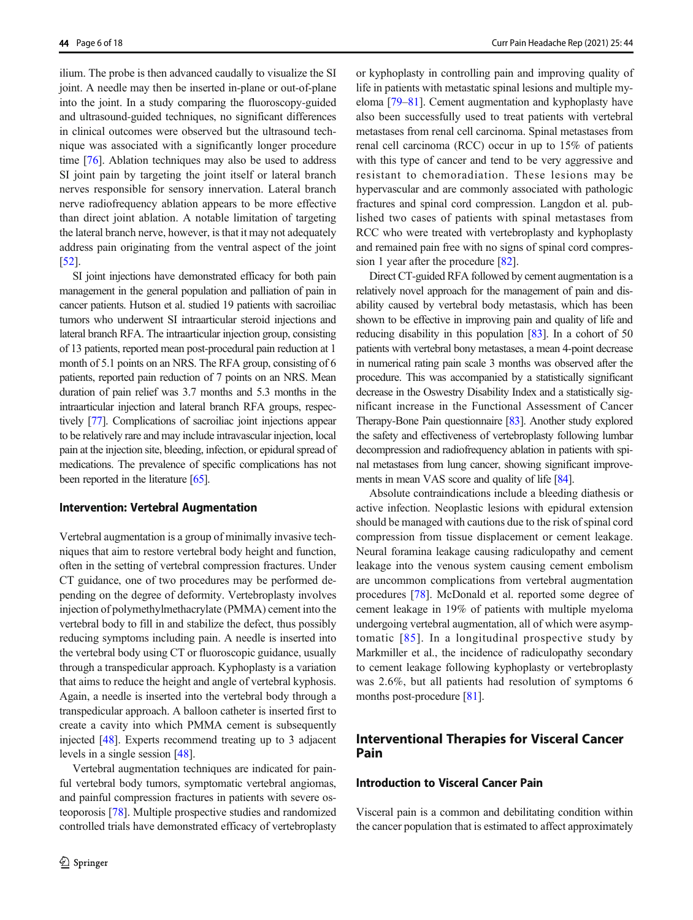ilium. The probe is then advanced caudally to visualize the SI joint. A needle may then be inserted in-plane or out-of-plane into the joint. In a study comparing the fluoroscopy-guided and ultrasound-guided techniques, no significant differences in clinical outcomes were observed but the ultrasound technique was associated with a significantly longer procedure time [76]. Ablation techniques may also be used to address SI joint pain by targeting the joint itself or lateral branch nerves responsible for sensory innervation. Lateral branch nerve radiofrequency ablation appears to be more effective than direct joint ablation. A notable limitation of targeting the lateral branch nerve, however, is that it may not adequately address pain originating from the ventral aspect of the joint [52].

SI joint injections have demonstrated efficacy for both pain management in the general population and palliation of pain in cancer patients. Hutson et al. studied 19 patients with sacroiliac tumors who underwent SI intraarticular steroid injections and lateral branch RFA. The intraarticular injection group, consisting of 13 patients, reported mean post-procedural pain reduction at 1 month of 5.1 points on an NRS. The RFA group, consisting of 6 patients, reported pain reduction of 7 points on an NRS. Mean duration of pain relief was 3.7 months and 5.3 months in the intraarticular injection and lateral branch RFA groups, respectively [77]. Complications of sacroiliac joint injections appear to be relatively rare and may include intravascular injection, local pain at the injection site, bleeding, infection, or epidural spread of medications. The prevalence of specific complications has not been reported in the literature [65].

### Intervention: Vertebral Augmentation

Vertebral augmentation is a group of minimally invasive techniques that aim to restore vertebral body height and function, often in the setting of vertebral compression fractures. Under CT guidance, one of two procedures may be performed depending on the degree of deformity. Vertebroplasty involves injection of polymethylmethacrylate (PMMA) cement into the vertebral body to fill in and stabilize the defect, thus possibly reducing symptoms including pain. A needle is inserted into the vertebral body using CT or fluoroscopic guidance, usually through a transpedicular approach. Kyphoplasty is a variation that aims to reduce the height and angle of vertebral kyphosis. Again, a needle is inserted into the vertebral body through a transpedicular approach. A balloon catheter is inserted first to create a cavity into which PMMA cement is subsequently injected [48]. Experts recommend treating up to 3 adjacent levels in a single session [48].

Vertebral augmentation techniques are indicated for painful vertebral body tumors, symptomatic vertebral angiomas, and painful compression fractures in patients with severe osteoporosis [78]. Multiple prospective studies and randomized controlled trials have demonstrated efficacy of vertebroplasty or kyphoplasty in controlling pain and improving quality of life in patients with metastatic spinal lesions and multiple myeloma [79–81]. Cement augmentation and kyphoplasty have also been successfully used to treat patients with vertebral metastases from renal cell carcinoma. Spinal metastases from renal cell carcinoma (RCC) occur in up to 15% of patients with this type of cancer and tend to be very aggressive and resistant to chemoradiation. These lesions may be hypervascular and are commonly associated with pathologic fractures and spinal cord compression. Langdon et al. published two cases of patients with spinal metastases from RCC who were treated with vertebroplasty and kyphoplasty and remained pain free with no signs of spinal cord compression 1 year after the procedure [82].

Direct CT-guided RFA followed by cement augmentation is a relatively novel approach for the management of pain and disability caused by vertebral body metastasis, which has been shown to be effective in improving pain and quality of life and reducing disability in this population [83]. In a cohort of 50 patients with vertebral bony metastases, a mean 4-point decrease in numerical rating pain scale 3 months was observed after the procedure. This was accompanied by a statistically significant decrease in the Oswestry Disability Index and a statistically significant increase in the Functional Assessment of Cancer Therapy-Bone Pain questionnaire [83]. Another study explored the safety and effectiveness of vertebroplasty following lumbar decompression and radiofrequency ablation in patients with spinal metastases from lung cancer, showing significant improvements in mean VAS score and quality of life [84].

Absolute contraindications include a bleeding diathesis or active infection. Neoplastic lesions with epidural extension should be managed with cautions due to the risk of spinal cord compression from tissue displacement or cement leakage. Neural foramina leakage causing radiculopathy and cement leakage into the venous system causing cement embolism are uncommon complications from vertebral augmentation procedures [78]. McDonald et al. reported some degree of cement leakage in 19% of patients with multiple myeloma undergoing vertebral augmentation, all of which were asymptomatic [85]. In a longitudinal prospective study by Markmiller et al., the incidence of radiculopathy secondary to cement leakage following kyphoplasty or vertebroplasty was 2.6%, but all patients had resolution of symptoms 6 months post-procedure [81].

## Interventional Therapies for Visceral Cancer Pain

### Introduction to Visceral Cancer Pain

Visceral pain is a common and debilitating condition within the cancer population that is estimated to affect approximately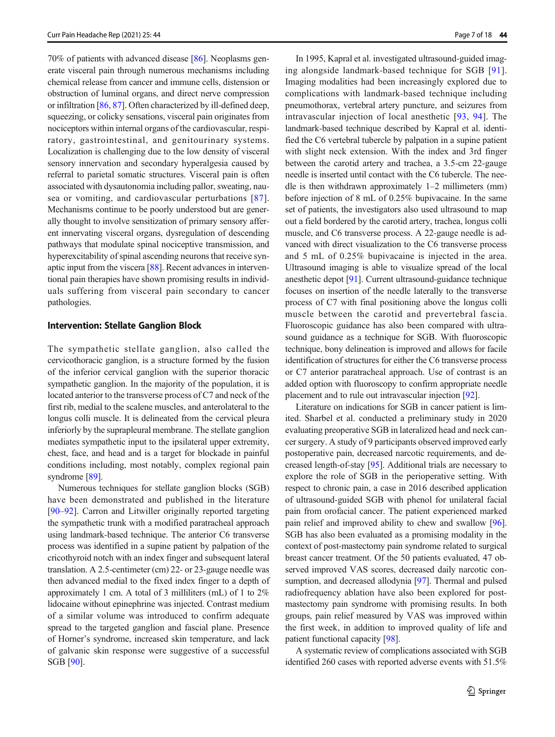70% of patients with advanced disease [86]. Neoplasms generate visceral pain through numerous mechanisms including chemical release from cancer and immune cells, distension or obstruction of luminal organs, and direct nerve compression or infiltration [86, 87]. Often characterized by ill-defined deep, squeezing, or colicky sensations, visceral pain originates from nociceptors within internal organs of the cardiovascular, respiratory, gastrointestinal, and genitourinary systems. Localization is challenging due to the low density of visceral sensory innervation and secondary hyperalgesia caused by referral to parietal somatic structures. Visceral pain is often associated with dysautonomia including pallor, sweating, nausea or vomiting, and cardiovascular perturbations [87]. Mechanisms continue to be poorly understood but are generally thought to involve sensitization of primary sensory afferent innervating visceral organs, dysregulation of descending pathways that modulate spinal nociceptive transmission, and hyperexcitability of spinal ascending neurons that receive synaptic input from the viscera [88]. Recent advances in interventional pain therapies have shown promising results in individuals suffering from visceral pain secondary to cancer pathologies.

## Intervention: Stellate Ganglion Block

The sympathetic stellate ganglion, also called the cervicothoracic ganglion, is a structure formed by the fusion of the inferior cervical ganglion with the superior thoracic sympathetic ganglion. In the majority of the population, it is located anterior to the transverse process of C7 and neck of the first rib, medial to the scalene muscles, and anterolateral to the longus colli muscle. It is delineated from the cervical pleura inferiorly by the suprapleural membrane. The stellate ganglion mediates sympathetic input to the ipsilateral upper extremity, chest, face, and head and is a target for blockade in painful conditions including, most notably, complex regional pain syndrome [89].

Numerous techniques for stellate ganglion blocks (SGB) have been demonstrated and published in the literature [90–92]. Carron and Litwiller originally reported targeting the sympathetic trunk with a modified paratracheal approach using landmark-based technique. The anterior C6 transverse process was identified in a supine patient by palpation of the cricothyroid notch with an index finger and subsequent lateral translation. A 2.5-centimeter (cm) 22- or 23-gauge needle was then advanced medial to the fixed index finger to a depth of approximately 1 cm. A total of 3 milliliters (mL) of 1 to 2% lidocaine without epinephrine was injected. Contrast medium of a similar volume was introduced to confirm adequate spread to the targeted ganglion and fascial plane. Presence of Horner's syndrome, increased skin temperature, and lack of galvanic skin response were suggestive of a successful SGB [90].

In 1995, Kapral et al. investigated ultrasound-guided imaging alongside landmark-based technique for SGB [91]. Imaging modalities had been increasingly explored due to complications with landmark-based technique including pneumothorax, vertebral artery puncture, and seizures from intravascular injection of local anesthetic [93, 94]. The landmark-based technique described by Kapral et al. identified the C6 vertebral tubercle by palpation in a supine patient with slight neck extension. With the index and 3rd finger between the carotid artery and trachea, a 3.5-cm 22-gauge needle is inserted until contact with the C6 tubercle. The needle is then withdrawn approximately 1–2 millimeters (mm) before injection of 8 mL of 0.25% bupivacaine. In the same set of patients, the investigators also used ultrasound to map out a field bordered by the carotid artery, trachea, longus colli muscle, and C6 transverse process. A 22-gauge needle is advanced with direct visualization to the C6 transverse process and 5 mL of 0.25% bupivacaine is injected in the area. Ultrasound imaging is able to visualize spread of the local anesthetic depot [91]. Current ultrasound-guidance technique focuses on insertion of the needle laterally to the transverse process of C7 with final positioning above the longus colli muscle between the carotid and prevertebral fascia. Fluoroscopic guidance has also been compared with ultrasound guidance as a technique for SGB. With fluoroscopic technique, bony delineation is improved and allows for facile identification of structures for either the C6 transverse process or C7 anterior paratracheal approach. Use of contrast is an added option with fluoroscopy to confirm appropriate needle placement and to rule out intravascular injection [92].

Literature on indications for SGB in cancer patient is limited. Sharbel et al. conducted a preliminary study in 2020 evaluating preoperative SGB in lateralized head and neck cancer surgery. A study of 9 participants observed improved early postoperative pain, decreased narcotic requirements, and decreased length-of-stay [95]. Additional trials are necessary to explore the role of SGB in the perioperative setting. With respect to chronic pain, a case in 2016 described application of ultrasound-guided SGB with phenol for unilateral facial pain from orofacial cancer. The patient experienced marked pain relief and improved ability to chew and swallow [96]. SGB has also been evaluated as a promising modality in the context of post-mastectomy pain syndrome related to surgical breast cancer treatment. Of the 50 patients evaluated, 47 observed improved VAS scores, decreased daily narcotic consumption, and decreased allodynia [97]. Thermal and pulsed radiofrequency ablation have also been explored for post-mastectomy pain syndrome with promising results. In both groups, pain relief measured by VAS was improved within the first week, in addition to improved quality of life and patient functional capacity [98].

A systematic review of complications associated with SGB identified 260 cases with reported adverse events with 51.5%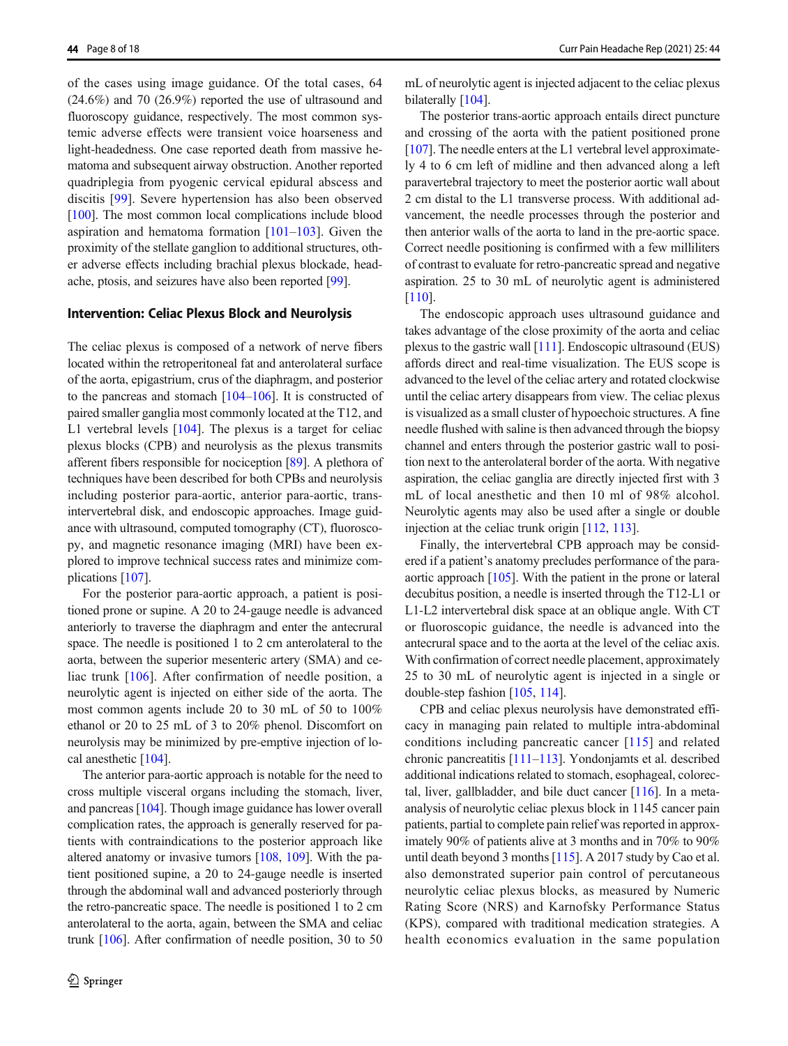of the cases using image guidance. Of the total cases, 64 (24.6%) and 70 (26.9%) reported the use of ultrasound and fluoroscopy guidance, respectively. The most common systemic adverse effects were transient voice hoarseness and light-headedness. One case reported death from massive hematoma and subsequent airway obstruction. Another reported quadriplegia from pyogenic cervical epidural abscess and discitis [99]. Severe hypertension has also been observed [100]. The most common local complications include blood aspiration and hematoma formation [101–103]. Given the proximity of the stellate ganglion to additional structures, other adverse effects including brachial plexus blockade, headache, ptosis, and seizures have also been reported [99].

### Intervention: Celiac Plexus Block and Neurolysis

The celiac plexus is composed of a network of nerve fibers located within the retroperitoneal fat and anterolateral surface of the aorta, epigastrium, crus of the diaphragm, and posterior to the pancreas and stomach [104–106]. It is constructed of paired smaller ganglia most commonly located at the T12, and L1 vertebral levels [104]. The plexus is a target for celiac plexus blocks (CPB) and neurolysis as the plexus transmits afferent fibers responsible for nociception [89]. A plethora of techniques have been described for both CPBs and neurolysis including posterior para-aortic, anterior para-aortic, trans-intervertebral disk, and endoscopic approaches. Image guidance with ultrasound, computed tomography (CT), fluoroscopy, and magnetic resonance imaging (MRI) have been explored to improve technical success rates and minimize complications [107].

For the posterior para-aortic approach, a patient is positioned prone or supine. A 20 to 24-gauge needle is advanced anteriorly to traverse the diaphragm and enter the antecrural space. The needle is positioned 1 to 2 cm anterolateral to the aorta, between the superior mesenteric artery (SMA) and celiac trunk [106]. After confirmation of needle position, a neurolytic agent is injected on either side of the aorta. The most common agents include 20 to 30 mL of 50 to 100% ethanol or 20 to 25 mL of 3 to 20% phenol. Discomfort on neurolysis may be minimized by pre-emptive injection of local anesthetic [104].

The anterior para-aortic approach is notable for the need to cross multiple visceral organs including the stomach, liver, and pancreas [104]. Though image guidance has lower overall complication rates, the approach is generally reserved for patients with contraindications to the posterior approach like altered anatomy or invasive tumors [108, 109]. With the patient positioned supine, a 20 to 24-gauge needle is inserted through the abdominal wall and advanced posteriorly through the retro-pancreatic space. The needle is positioned 1 to 2 cm anterolateral to the aorta, again, between the SMA and celiac trunk [106]. After confirmation of needle position, 30 to 50 mL of neurolytic agent is injected adjacent to the celiac plexus bilaterally [104].

The posterior trans-aortic approach entails direct puncture and crossing of the aorta with the patient positioned prone [107]. The needle enters at the L1 vertebral level approximately 4 to 6 cm left of midline and then advanced along a left paravertebral trajectory to meet the posterior aortic wall about 2 cm distal to the L1 transverse process. With additional advancement, the needle processes through the posterior and then anterior walls of the aorta to land in the pre-aortic space. Correct needle positioning is confirmed with a few milliliters of contrast to evaluate for retro-pancreatic spread and negative aspiration. 25 to 30 mL of neurolytic agent is administered [110].

The endoscopic approach uses ultrasound guidance and takes advantage of the close proximity of the aorta and celiac plexus to the gastric wall [111]. Endoscopic ultrasound (EUS) affords direct and real-time visualization. The EUS scope is advanced to the level of the celiac artery and rotated clockwise until the celiac artery disappears from view. The celiac plexus is visualized as a small cluster of hypoechoic structures. A fine needle flushed with saline is then advanced through the biopsy channel and enters through the posterior gastric wall to position next to the anterolateral border of the aorta. With negative aspiration, the celiac ganglia are directly injected first with 3 mL of local anesthetic and then 10 ml of 98% alcohol. Neurolytic agents may also be used after a single or double injection at the celiac trunk origin [112, 113].

Finally, the intervertebral CPB approach may be considered if a patient's anatomy precludes performance of the para-aortic approach [105]. With the patient in the prone or lateral decubitus position, a needle is inserted through the T12-L1 or L1-L2 intervertebral disk space at an oblique angle. With CT or fluoroscopic guidance, the needle is advanced into the antecrural space and to the aorta at the level of the celiac axis. With confirmation of correct needle placement, approximately 25 to 30 mL of neurolytic agent is injected in a single or double-step fashion [105, 114].

CPB and celiac plexus neurolysis have demonstrated efficacy in managing pain related to multiple intra-abdominal conditions including pancreatic cancer [115] and related chronic pancreatitis [111–113]. Yondonjamts et al. described additional indications related to stomach, esophageal, colorectal, liver, gallbladder, and bile duct cancer [116]. In a meta-analysis of neurolytic celiac plexus block in 1145 cancer pain patients, partial to complete pain relief was reported in approximately 90% of patients alive at 3 months and in 70% to 90% until death beyond 3 months [115]. A 2017 study by Cao et al. also demonstrated superior pain control of percutaneous neurolytic celiac plexus blocks, as measured by Numeric Rating Score (NRS) and Karnofsky Performance Status (KPS), compared with traditional medication strategies. A health economics evaluation in the same population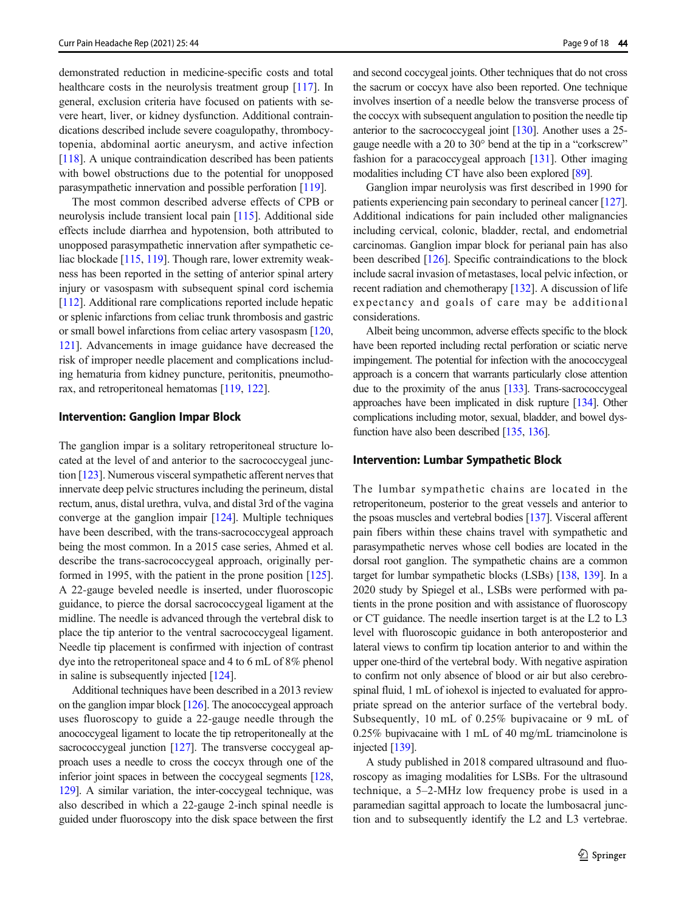demonstrated reduction in medicine-specific costs and total healthcare costs in the neurolysis treatment group [117]. In general, exclusion criteria have focused on patients with severe heart, liver, or kidney dysfunction. Additional contraindications described include severe coagulopathy, thrombocytopenia, abdominal aortic aneurysm, and active infection [118]. A unique contraindication described has been patients with bowel obstructions due to the potential for unopposed parasympathetic innervation and possible perforation [119].

The most common described adverse effects of CPB or neurolysis include transient local pain [115]. Additional side effects include diarrhea and hypotension, both attributed to unopposed parasympathetic innervation after sympathetic celiac blockade [115, 119]. Though rare, lower extremity weakness has been reported in the setting of anterior spinal artery injury or vasospasm with subsequent spinal cord ischemia [112]. Additional rare complications reported include hepatic or splenic infarctions from celiac trunk thrombosis and gastric or small bowel infarctions from celiac artery vasospasm [120, 121]. Advancements in image guidance have decreased the risk of improper needle placement and complications including hematuria from kidney puncture, peritonitis, pneumothorax, and retroperitoneal hematomas [119, 122].

## Intervention: Ganglion Impar Block

The ganglion impar is a solitary retroperitoneal structure located at the level of and anterior to the sacrococcygeal junction [123]. Numerous visceral sympathetic afferent nerves that innervate deep pelvic structures including the perineum, distal rectum, anus, distal urethra, vulva, and distal 3rd of the vagina converge at the ganglion impair [124]. Multiple techniques have been described, with the trans-sacrococcygeal approach being the most common. In a 2015 case series, Ahmed et al. describe the trans-sacrococcygeal approach, originally performed in 1995, with the patient in the prone position [125]. A 22-gauge beveled needle is inserted, under fluoroscopic guidance, to pierce the dorsal sacrococcygeal ligament at the midline. The needle is advanced through the vertebral disk to place the tip anterior to the ventral sacrococcygeal ligament. Needle tip placement is confirmed with injection of contrast dye into the retroperitoneal space and 4 to 6 mL of 8% phenol in saline is subsequently injected [124].

Additional techniques have been described in a 2013 review on the ganglion impar block [126]. The anococcygeal approach uses fluoroscopy to guide a 22-gauge needle through the anococcygeal ligament to locate the tip retroperitoneally at the sacrococcygeal junction [127]. The transverse coccygeal approach uses a needle to cross the coccyx through one of the inferior joint spaces in between the coccygeal segments [128, 129]. A similar variation, the inter-coccygeal technique, was also described in which a 22-gauge 2-inch spinal needle is guided under fluoroscopy into the disk space between the first and second coccygeal joints. Other techniques that do not cross the sacrum or coccyx have also been reported. One technique involves insertion of a needle below the transverse process of the coccyx with subsequent angulation to position the needle tip anterior to the sacrococcygeal joint [130]. Another uses a 25-gauge needle with a 20 to 30° bend at the tip in a "corkscrew" fashion for a paracoccygeal approach [131]. Other imaging modalities including CT have also been explored [89].

Ganglion impar neurolysis was first described in 1990 for patients experiencing pain secondary to perineal cancer [127]. Additional indications for pain included other malignancies including cervical, colonic, bladder, rectal, and endometrial carcinomas. Ganglion impar block for perianal pain has also been described [126]. Specific contraindications to the block include sacral invasion of metastases, local pelvic infection, or recent radiation and chemotherapy [132]. A discussion of life expectancy and goals of care may be additional considerations.

Albeit being uncommon, adverse effects specific to the block have been reported including rectal perforation or sciatic nerve impingement. The potential for infection with the anococcygeal approach is a concern that warrants particularly close attention due to the proximity of the anus [133]. Trans-sacrococcygeal approaches have been implicated in disk rupture [134]. Other complications including motor, sexual, bladder, and bowel dysfunction have also been described [135, 136].

## Intervention: Lumbar Sympathetic Block

The lumbar sympathetic chains are located in the retroperitoneum, posterior to the great vessels and anterior to the psoas muscles and vertebral bodies [137]. Visceral afferent pain fibers within these chains travel with sympathetic and parasympathetic nerves whose cell bodies are located in the dorsal root ganglion. The sympathetic chains are a common target for lumbar sympathetic blocks (LSBs) [138, 139]. In a 2020 study by Spiegel et al., LSBs were performed with patients in the prone position and with assistance of fluoroscopy or CT guidance. The needle insertion target is at the L2 to L3 level with fluoroscopic guidance in both anteroposterior and lateral views to confirm tip location anterior to and within the upper one-third of the vertebral body. With negative aspiration to confirm not only absence of blood or air but also cerebrospinal fluid, 1 mL of iohexol is injected to evaluated for appropriate spread on the anterior surface of the vertebral body. Subsequently, 10 mL of 0.25% bupivacaine or 9 mL of 0.25% bupivacaine with 1 mL of 40 mg/mL triamcinolone is injected [139].

A study published in 2018 compared ultrasound and fluoroscopy as imaging modalities for LSBs. For the ultrasound technique, a 5–2-MHz low frequency probe is used in a paramedian sagittal approach to locate the lumbosacral junction and to subsequently identify the L2 and L3 vertebrae.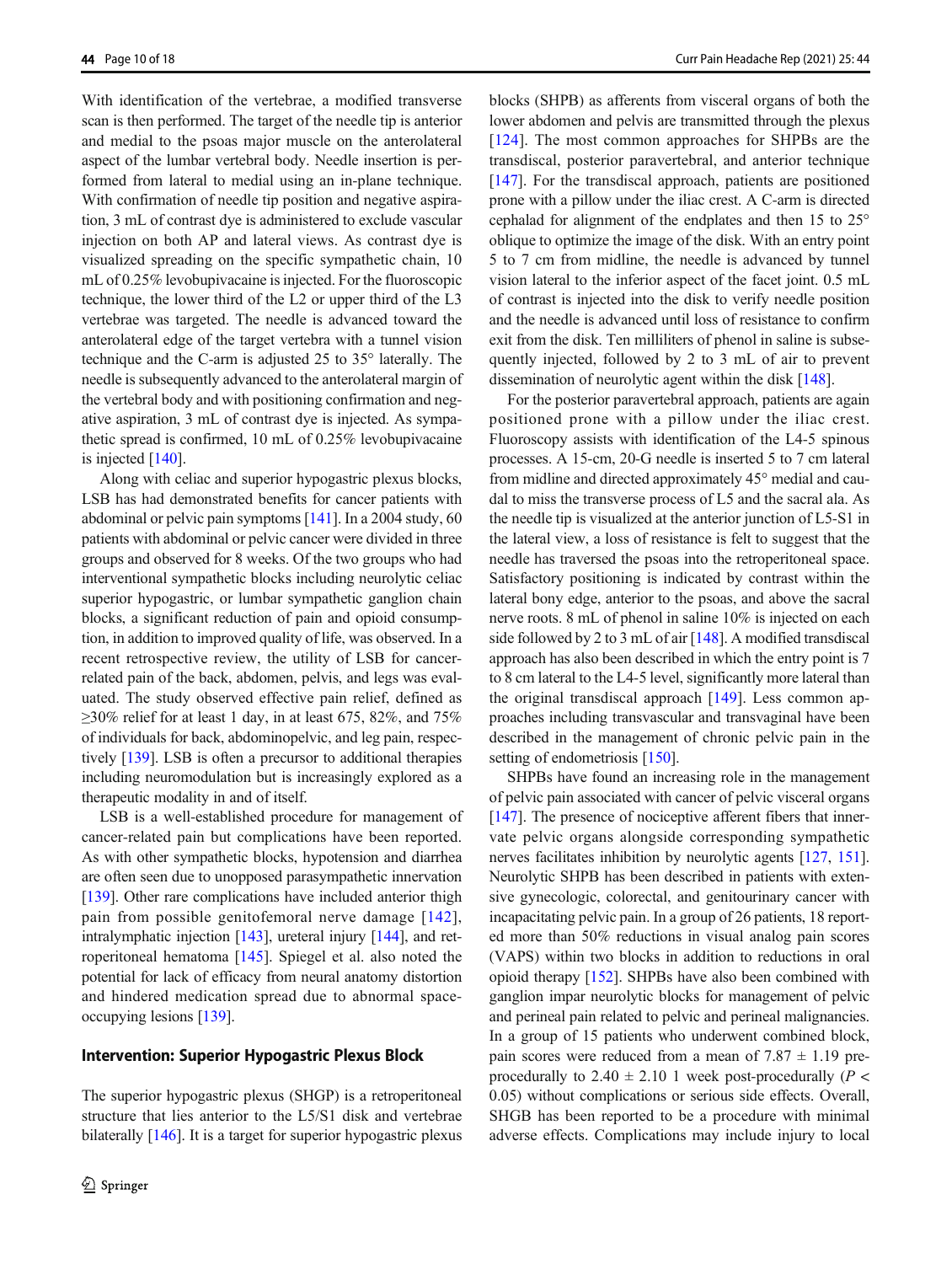With identification of the vertebrae, a modified transverse scan is then performed. The target of the needle tip is anterior and medial to the psoas major muscle on the anterolateral aspect of the lumbar vertebral body. Needle insertion is performed from lateral to medial using an in-plane technique. With confirmation of needle tip position and negative aspiration, 3 mL of contrast dye is administered to exclude vascular injection on both AP and lateral views. As contrast dye is visualized spreading on the specific sympathetic chain, 10 mL of 0.25% levobupivacaine is injected. For the fluoroscopic technique, the lower third of the L2 or upper third of the L3 vertebrae was targeted. The needle is advanced toward the anterolateral edge of the target vertebra with a tunnel vision technique and the C-arm is adjusted 25 to 35° laterally. The needle is subsequently advanced to the anterolateral margin of the vertebral body and with positioning confirmation and negative aspiration, 3 mL of contrast dye is injected. As sympathetic spread is confirmed, 10 mL of 0.25% levobupivacaine is injected [140].

Along with celiac and superior hypogastric plexus blocks, LSB has had demonstrated benefits for cancer patients with abdominal or pelvic pain symptoms [141]. In a 2004 study, 60 patients with abdominal or pelvic cancer were divided in three groups and observed for 8 weeks. Of the two groups who had interventional sympathetic blocks including neurolytic celiac superior hypogastric, or lumbar sympathetic ganglion chain blocks, a significant reduction of pain and opioid consumption, in addition to improved quality of life, was observed. In a recent retrospective review, the utility of LSB for cancer-related pain of the back, abdomen, pelvis, and legs was evaluated. The study observed effective pain relief, defined as ≥30% relief for at least 1 day, in at least 675, 82%, and 75% of individuals for back, abdominopelvic, and leg pain, respectively [139]. LSB is often a precursor to additional therapies including neuromodulation but is increasingly explored as a therapeutic modality in and of itself.

LSB is a well-established procedure for management of cancer-related pain but complications have been reported. As with other sympathetic blocks, hypotension and diarrhea are often seen due to unopposed parasympathetic innervation [139]. Other rare complications have included anterior thigh pain from possible genitofemoral nerve damage [142], intralymphatic injection [143], ureteral injury [144], and retroperitoneal hematoma [145]. Spiegel et al. also noted the potential for lack of efficacy from neural anatomy distortion and hindered medication spread due to abnormal space-occupying lesions [139].

### Intervention: Superior Hypogastric Plexus Block

The superior hypogastric plexus (SHGP) is a retroperitoneal structure that lies anterior to the L5/S1 disk and vertebrae bilaterally [146]. It is a target for superior hypogastric plexus blocks (SHPB) as afferents from visceral organs of both the lower abdomen and pelvis are transmitted through the plexus [124]. The most common approaches for SHPBs are the transdiscal, posterior paravertebral, and anterior technique [147]. For the transdiscal approach, patients are positioned prone with a pillow under the iliac crest. A C-arm is directed cephalad for alignment of the endplates and then 15 to 25° oblique to optimize the image of the disk. With an entry point 5 to 7 cm from midline, the needle is advanced by tunnel vision lateral to the inferior aspect of the facet joint. 0.5 mL of contrast is injected into the disk to verify needle position and the needle is advanced until loss of resistance to confirm exit from the disk. Ten milliliters of phenol in saline is subsequently injected, followed by 2 to 3 mL of air to prevent dissemination of neurolytic agent within the disk [148].

For the posterior paravertebral approach, patients are again positioned prone with a pillow under the iliac crest. Fluoroscopy assists with identification of the L4-5 spinous processes. A 15-cm, 20-G needle is inserted 5 to 7 cm lateral from midline and directed approximately 45° medial and caudal to miss the transverse process of L5 and the sacral ala. As the needle tip is visualized at the anterior junction of L5-S1 in the lateral view, a loss of resistance is felt to suggest that the needle has traversed the psoas into the retroperitoneal space. Satisfactory positioning is indicated by contrast within the lateral bony edge, anterior to the psoas, and above the sacral nerve roots. 8 mL of phenol in saline 10% is injected on each side followed by 2 to 3 mL of air [148]. A modified transdiscal approach has also been described in which the entry point is 7 to 8 cm lateral to the L4-5 level, significantly more lateral than the original transdiscal approach [149]. Less common approaches including transvascular and transvaginal have been described in the management of chronic pelvic pain in the setting of endometriosis [150].

SHPBs have found an increasing role in the management of pelvic pain associated with cancer of pelvic visceral organs [147]. The presence of nociceptive afferent fibers that innervate pelvic organs alongside corresponding sympathetic nerves facilitates inhibition by neurolytic agents [127, 151]. Neurolytic SHPB has been described in patients with extensive gynecologic, colorectal, and genitourinary cancer with incapacitating pelvic pain. In a group of 26 patients, 18 reported more than 50% reductions in visual analog pain scores (VAPS) within two blocks in addition to reductions in oral opioid therapy [152]. SHPBs have also been combined with ganglion impar neurolytic blocks for management of pelvic and perineal pain related to pelvic and perineal malignancies. In a group of 15 patients who underwent combined block, pain scores were reduced from a mean of 7.87 ± 1.19 pre-procedurally to 2.40 ± 2.10 1 week post-procedurally ($P < 0.05$) without complications or serious side effects. Overall, SHGB has been reported to be a procedure with minimal adverse effects. Complications may include injury to local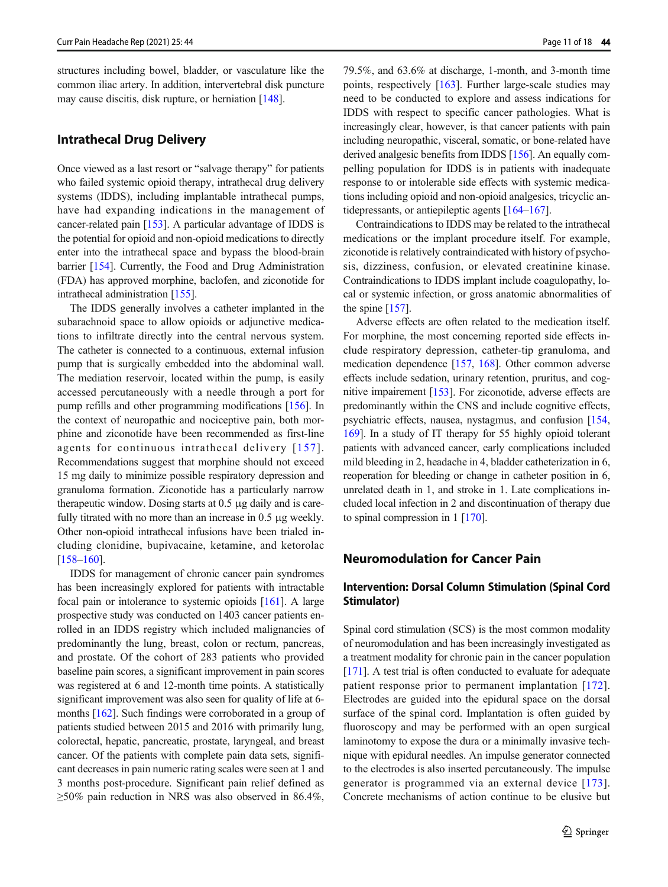structures including bowel, bladder, or vasculature like the common iliac artery. In addition, intervertebral disk puncture may cause discitis, disk rupture, or herniation [148].

## Intrathecal Drug Delivery

Once viewed as a last resort or "salvage therapy" for patients who failed systemic opioid therapy, intrathecal drug delivery systems (IDDS), including implantable intrathecal pumps, have had expanding indications in the management of cancer-related pain [153]. A particular advantage of IDDS is the potential for opioid and non-opioid medications to directly enter into the intrathecal space and bypass the blood-brain barrier [154]. Currently, the Food and Drug Administration (FDA) has approved morphine, baclofen, and ziconotide for intrathecal administration [155].

The IDDS generally involves a catheter implanted in the subarachnoid space to allow opioids or adjunctive medications to infiltrate directly into the central nervous system. The catheter is connected to a continuous, external infusion pump that is surgically embedded into the abdominal wall. The mediation reservoir, located within the pump, is easily accessed percutaneously with a needle through a port for pump refills and other programming modifications [156]. In the context of neuropathic and nociceptive pain, both morphine and ziconotide have been recommended as first-line agents for continuous intrathecal delivery [157]. Recommendations suggest that morphine should not exceed 15 mg daily to minimize possible respiratory depression and granuloma formation. Ziconotide has a particularly narrow therapeutic window. Dosing starts at 0.5 μg daily and is carefully titrated with no more than an increase in 0.5 μg weekly. Other non-opioid intrathecal infusions have been trialed including clonidine, bupivacaine, ketamine, and ketorolac [158–160].

IDDS for management of chronic cancer pain syndromes has been increasingly explored for patients with intractable focal pain or intolerance to systemic opioids [161]. A large prospective study was conducted on 1403 cancer patients enrolled in an IDDS registry which included malignancies of predominantly the lung, breast, colon or rectum, pancreas, and prostate. Of the cohort of 283 patients who provided baseline pain scores, a significant improvement in pain scores was registered at 6 and 12-month time points. A statistically significant improvement was also seen for quality of life at 6-months [162]. Such findings were corroborated in a group of patients studied between 2015 and 2016 with primarily lung, colorectal, hepatic, pancreatic, prostate, laryngeal, and breast cancer. Of the patients with complete pain data sets, significant decreases in pain numeric rating scales were seen at 1 and 3 months post-procedure. Significant pain relief defined as ≥50% pain reduction in NRS was also observed in 86.4%, 79.5%, and 63.6% at discharge, 1-month, and 3-month time points, respectively [163]. Further large-scale studies may need to be conducted to explore and assess indications for IDDS with respect to specific cancer pathologies. What is increasingly clear, however, is that cancer patients with pain including neuropathic, visceral, somatic, or bone-related have derived analgesic benefits from IDDS [156]. An equally compelling population for IDDS is in patients with inadequate response to or intolerable side effects with systemic medications including opioid and non-opioid analgesics, tricyclic antidepressants, or antiepileptic agents [164–167].

Contraindications to IDDS may be related to the intrathecal medications or the implant procedure itself. For example, ziconotide is relatively contraindicated with history of psychosis, dizziness, confusion, or elevated creatinine kinase. Contraindications to IDDS implant include coagulopathy, local or systemic infection, or gross anatomic abnormalities of the spine [157].

Adverse effects are often related to the medication itself. For morphine, the most concerning reported side effects include respiratory depression, catheter-tip granuloma, and medication dependence [157, 168]. Other common adverse effects include sedation, urinary retention, pruritus, and cognitive impairment [153]. For ziconotide, adverse effects are predominantly within the CNS and include cognitive effects, psychiatric effects, nausea, nystagmus, and confusion [154, 169]. In a study of IT therapy for 55 highly opioid tolerant patients with advanced cancer, early complications included mild bleeding in 2, headache in 4, bladder catheterization in 6, reoperation for bleeding or change in catheter position in 6, unrelated death in 1, and stroke in 1. Late complications included local infection in 2 and discontinuation of therapy due to spinal compression in 1 [170].

## Neuromodulation for Cancer Pain

### Intervention: Dorsal Column Stimulation (Spinal Cord Stimulator)

Spinal cord stimulation (SCS) is the most common modality of neuromodulation and has been increasingly investigated as a treatment modality for chronic pain in the cancer population [171]. A test trial is often conducted to evaluate for adequate patient response prior to permanent implantation [172]. Electrodes are guided into the epidural space on the dorsal surface of the spinal cord. Implantation is often guided by fluoroscopy and may be performed with an open surgical laminotomy to expose the dura or a minimally invasive technique with epidural needles. An impulse generator connected to the electrodes is also inserted percutaneously. The impulse generator is programmed via an external device [173]. Concrete mechanisms of action continue to be elusive but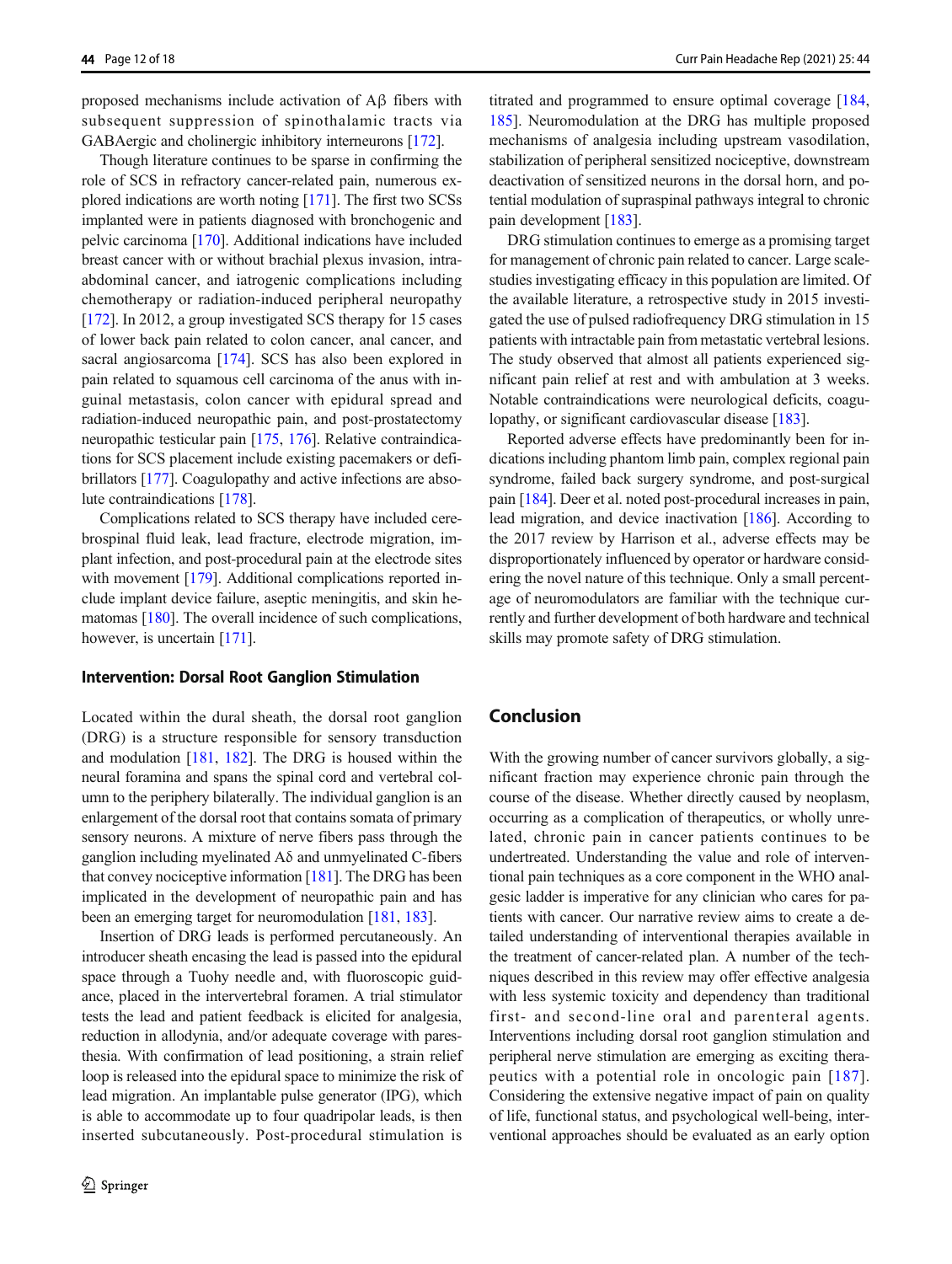proposed mechanisms include activation of Aβ fibers with subsequent suppression of spinothalamic tracts via GABAergic and cholinergic inhibitory interneurons [172].

Though literature continues to be sparse in confirming the role of SCS in refractory cancer-related pain, numerous explored indications are worth noting [171]. The first two SCSs implanted were in patients diagnosed with bronchogenic and pelvic carcinoma [170]. Additional indications have included breast cancer with or without brachial plexus invasion, intra-abdominal cancer, and iatrogenic complications including chemotherapy or radiation-induced peripheral neuropathy [172]. In 2012, a group investigated SCS therapy for 15 cases of lower back pain related to colon cancer, anal cancer, and sacral angiosarcoma [174]. SCS has also been explored in pain related to squamous cell carcinoma of the anus with inguinal metastasis, colon cancer with epidural spread and radiation-induced neuropathic pain, and post-prostatectomy neuropathic testicular pain [175, 176]. Relative contraindications for SCS placement include existing pacemakers or defibrillators [177]. Coagulopathy and active infections are absolute contraindications [178].

Complications related to SCS therapy have included cerebrospinal fluid leak, lead fracture, electrode migration, implant infection, and post-procedural pain at the electrode sites with movement [179]. Additional complications reported include implant device failure, aseptic meningitis, and skin hematomas [180]. The overall incidence of such complications, however, is uncertain [171].

### Intervention: Dorsal Root Ganglion Stimulation

Located within the dural sheath, the dorsal root ganglion (DRG) is a structure responsible for sensory transduction and modulation [181, 182]. The DRG is housed within the neural foramina and spans the spinal cord and vertebral column to the periphery bilaterally. The individual ganglion is an enlargement of the dorsal root that contains somata of primary sensory neurons. A mixture of nerve fibers pass through the ganglion including myelinated Aδ and unmyelinated C-fibers that convey nociceptive information [181]. The DRG has been implicated in the development of neuropathic pain and has been an emerging target for neuromodulation [181, 183].

Insertion of DRG leads is performed percutaneously. An introducer sheath encasing the lead is passed into the epidural space through a Tuohy needle and, with fluoroscopic guidance, placed in the intervertebral foramen. A trial stimulator tests the lead and patient feedback is elicited for analgesia, reduction in allodynia, and/or adequate coverage with paresthesia. With confirmation of lead positioning, a strain relief loop is released into the epidural space to minimize the risk of lead migration. An implantable pulse generator (IPG), which is able to accommodate up to four quadripolar leads, is then inserted subcutaneously. Post-procedural stimulation is titrated and programmed to ensure optimal coverage [184, 185]. Neuromodulation at the DRG has multiple proposed mechanisms of analgesia including upstream vasodilation, stabilization of peripheral sensitized nociceptive, downstream deactivation of sensitized neurons in the dorsal horn, and potential modulation of supraspinal pathways integral to chronic pain development [183].

DRG stimulation continues to emerge as a promising target for management of chronic pain related to cancer. Large scale-studies investigating efficacy in this population are limited. Of the available literature, a retrospective study in 2015 investigated the use of pulsed radiofrequency DRG stimulation in 15 patients with intractable pain from metastatic vertebral lesions. The study observed that almost all patients experienced significant pain relief at rest and with ambulation at 3 weeks. Notable contraindications were neurological deficits, coagulopathy, or significant cardiovascular disease [183].

Reported adverse effects have predominantly been for indications including phantom limb pain, complex regional pain syndrome, failed back surgery syndrome, and post-surgical pain [184]. Deer et al. noted post-procedural increases in pain, lead migration, and device inactivation [186]. According to the 2017 review by Harrison et al., adverse effects may be disproportionately influenced by operator or hardware considering the novel nature of this technique. Only a small percentage of neuromodulators are familiar with the technique currently and further development of both hardware and technical skills may promote safety of DRG stimulation.

## Conclusion

With the growing number of cancer survivors globally, a significant fraction may experience chronic pain through the course of the disease. Whether directly caused by neoplasm, occurring as a complication of therapeutics, or wholly unrelated, chronic pain in cancer patients continues to be undertreated. Understanding the value and role of interventional pain techniques as a core component in the WHO analgesic ladder is imperative for any clinician who cares for patients with cancer. Our narrative review aims to create a detailed understanding of interventional therapies available in the treatment of cancer-related plan. A number of the techniques described in this review may offer effective analgesia with less systemic toxicity and dependency than traditional first- and second-line oral and parenteral agents. Interventions including dorsal root ganglion stimulation and peripheral nerve stimulation are emerging as exciting therapeutics with a potential role in oncologic pain [187]. Considering the extensive negative impact of pain on quality of life, functional status, and psychological well-being, interventional approaches should be evaluated as an early option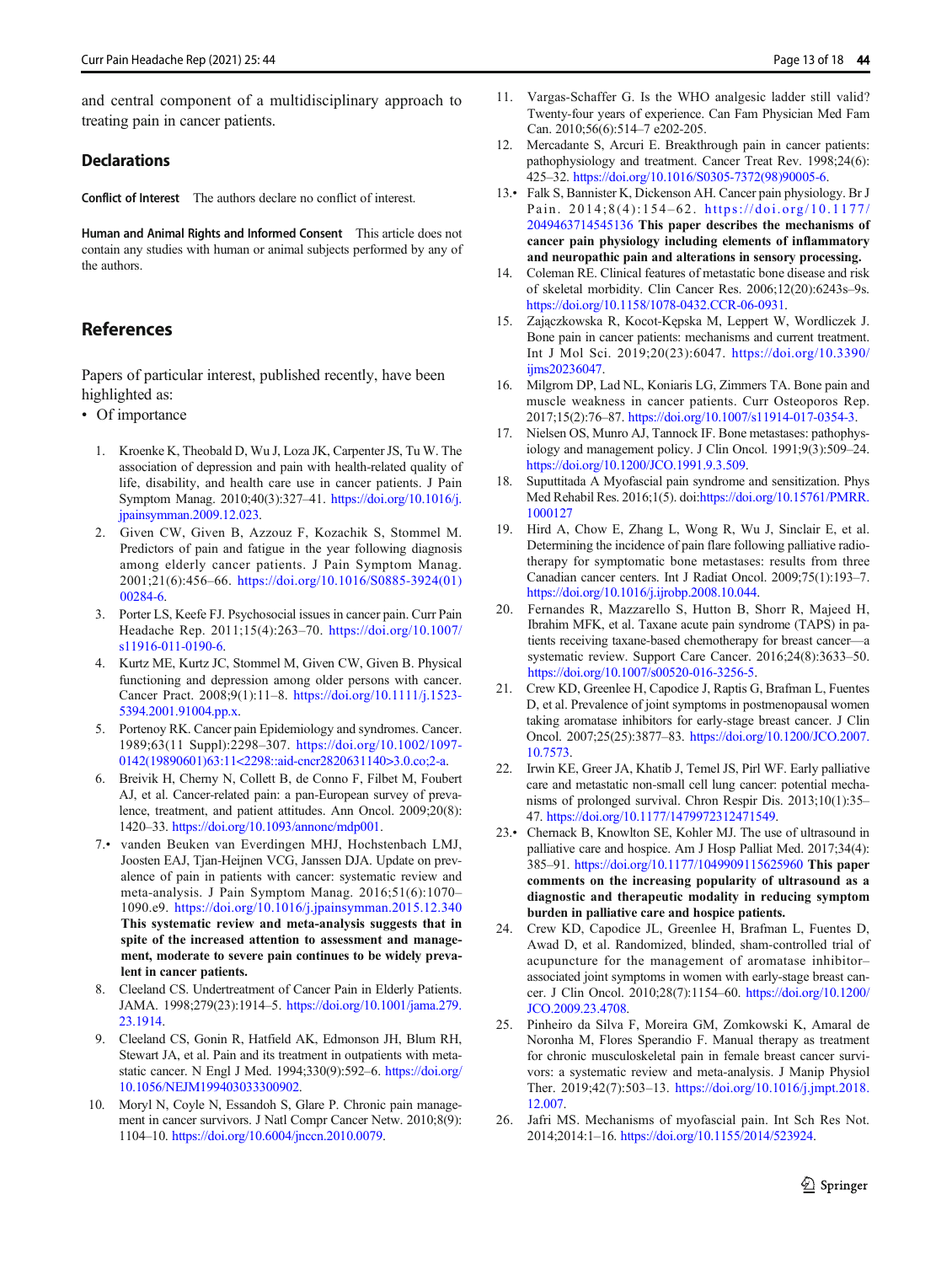and central component of a multidisciplinary approach to treating pain in cancer patients.

## Declarations

**Conflict of Interest** The authors declare no conflict of interest.

**Human and Animal Rights and Informed Consent** This article does not contain any studies with human or animal subjects performed by any of the authors.

## References

Papers of particular interest, published recently, have been highlighted as:

- • Of importance

1. Kroenke K, Theobald D, Wu J, Loza JK, Carpenter JS, Tu W. The association of depression and pain with health-related quality of life, disability, and health care use in cancer patients. J Pain Symptom Manag. 2010;40(3):327–41. https://doi.org/10.1016/j.jpainsymman.2009.12.023.
2. Given CW, Given B, Azzouz F, Kozachik S, Stommel M. Predictors of pain and fatigue in the year following diagnosis among elderly cancer patients. J Pain Symptom Manag. 2001;21(6):456–66. https://doi.org/10.1016/S0885-3924(01)00284-6.
3. Porter LS, Keefe FJ. Psychosocial issues in cancer pain. Curr Pain Headache Rep. 2011;15(4):263–70. https://doi.org/10.1007/s11916-011-0190-6.
4. Kurtz ME, Kurtz JC, Stommel M, Given CW, Given B. Physical functioning and depression among older persons with cancer. Cancer Pract. 2008;9(1):11–8. https://doi.org/10.1111/j.1523-5394.2001.91004.pp.x.
5. Portenoy RK. Cancer pain Epidemiology and syndromes. Cancer. 1989;63(11 Suppl):2298–307. https://doi.org/10.1002/1097-0142(19890601)63:11<2298::aid-cncr2820631140>3.0.co;2-a.
6. Breivik H, Cherny N, Collett B, de Conno F, Filbet M, Foubert AJ, et al. Cancer-related pain: a pan-European survey of prevalence, treatment, and patient attitudes. Ann Oncol. 2009;20(8):1420–33. https://doi.org/10.1093/annonc/mdp001.
7. • vanden Beuken van Everdingen MHJ, Hochstenbach LMJ, Joosten EAJ, Tjan-Heijnen VCG, Janssen DJA. Update on prevalence of pain in patients with cancer: systematic review and meta-analysis. J Pain Symptom Manag. 2016;51(6):1070–1090.e9. https://doi.org/10.1016/j.jpainsymman.2015.12.340 **This systematic review and meta-analysis suggests that in spite of the increased attention to assessment and management, moderate to severe pain continues to be widely prevalent in cancer patients.**
8. Cleeland CS. Undertreatment of Cancer Pain in Elderly Patients. JAMA. 1998;279(23):1914–5. https://doi.org/10.1001/jama.279.23.1914.
9. Cleeland CS, Gonin R, Hatfield AK, Edmonson JH, Blum RH, Stewart JA, et al. Pain and its treatment in outpatients with metastatic cancer. N Engl J Med. 1994;330(9):592–6. https://doi.org/10.1056/NEJM199403033300902.
10. Moryl N, Coyle N, Essandoh S, Glare P. Chronic pain management in cancer survivors. J Natl Compr Cancer Netw. 2010;8(9):1104–10. https://doi.org/10.6004/jnccn.2010.0079.
11. Vargas-Schaffer G. Is the WHO analgesic ladder still valid? Twenty-four years of experience. Can Fam Physician Med Fam Can. 2010;56(6):514–7 e202-205.
12. Mercadante S, Arcuri E. Breakthrough pain in cancer patients: pathophysiology and treatment. Cancer Treat Rev. 1998;24(6):425–32. https://doi.org/10.1016/S0305-7372(98)90005-6.
13. • Falk S, Bannister K, Dickenson AH. Cancer pain physiology. Br J Pain. 2014;8(4):154–62. https://doi.org/10.1177/2049463714545136 **This paper describes the mechanisms of cancer pain physiology including elements of inflammatory and neuropathic pain and alterations in sensory processing.**
14. Coleman RE. Clinical features of metastatic bone disease and risk of skeletal morbidity. Clin Cancer Res. 2006;12(20):6243s–9s. https://doi.org/10.1158/1078-0432.CCR-06-0931.
15. Zajączkowska R, Kocot-Kępska M, Leppert W, Wordliczek J. Bone pain in cancer patients: mechanisms and current treatment. Int J Mol Sci. 2019;20(23):6047. https://doi.org/10.3390/ijms20236047.
16. Milgrom DP, Lad NL, Koniaris LG, Zimmers TA. Bone pain and muscle weakness in cancer patients. Curr Osteoporos Rep. 2017;15(2):76–87. https://doi.org/10.1007/s11914-017-0354-3.
17. Nielsen OS, Munro AJ, Tannock IF. Bone metastases: pathophysiology and management policy. J Clin Oncol. 1991;9(3):509–24. https://doi.org/10.1200/JCO.1991.9.3.509.
18. Suputtitada A Myofascial pain syndrome and sensitization. Phys Med Rehabil Res. 2016;1(5). doi:https://doi.org/10.15761/PMRR.1000127
19. Hird A, Chow E, Zhang L, Wong R, Wu J, Sinclair E, et al. Determining the incidence of pain flare following palliative radiotherapy for symptomatic bone metastases: results from three Canadian cancer centers. Int J Radiat Oncol. 2009;75(1):193–7. https://doi.org/10.1016/j.ijrobp.2008.10.044.
20. Fernandes R, Mazzarello S, Hutton B, Shorr R, Majeed H, Ibrahim MFK, et al. Taxane acute pain syndrome (TAPS) in patients receiving taxane-based chemotherapy for breast cancer—a systematic review. Support Care Cancer. 2016;24(8):3633–50. https://doi.org/10.1007/s00520-016-3256-5.
21. Crew KD, Greenlee H, Capodice J, Raptis G, Brafman L, Fuentes D, et al. Prevalence of joint symptoms in postmenopausal women taking aromatase inhibitors for early-stage breast cancer. J Clin Oncol. 2007;25(25):3877–83. https://doi.org/10.1200/JCO.2007.10.7573.
22. Irwin KE, Greer JA, Khatib J, Temel JS, Pirl WF. Early palliative care and metastatic non-small cell lung cancer: potential mechanisms of prolonged survival. Chron Respir Dis. 2013;10(1):35–47. https://doi.org/10.1177/1479972312471549.
23. • Chemack B, Knowlton SE, Kohler MJ. The use of ultrasound in palliative care and hospice. Am J Hosp Palliat Med. 2017;34(4):385–91. https://doi.org/10.1177/1049909115625960 **This paper comments on the increasing popularity of ultrasound as a diagnostic and therapeutic modality in reducing symptom burden in palliative care and hospice patients.**
24. Crew KD, Capodice JL, Greenlee H, Brafman L, Fuentes D, Awad D, et al. Randomized, blinded, sham-controlled trial of acupuncture for the management of aromatase inhibitor–associated joint symptoms in women with early-stage breast cancer. J Clin Oncol. 2010;28(7):1154–60. https://doi.org/10.1200/JCO.2009.23.4708.
25. Pinheiro da Silva F, Moreira GM, Zomkowski K, Amaral de Noronha M, Flores Sperandio F. Manual therapy as treatment for chronic musculoskeletal pain in female breast cancer survivors: a systematic review and meta-analysis. J Manip Physiol Ther. 2019;42(7):503–13. https://doi.org/10.1016/j.jmpt.2018.12.007.
26. Jafri MS. Mechanisms of myofascial pain. Int Sch Res Not. 2014;2014:1–16. https://doi.org/10.1155/2014/523924.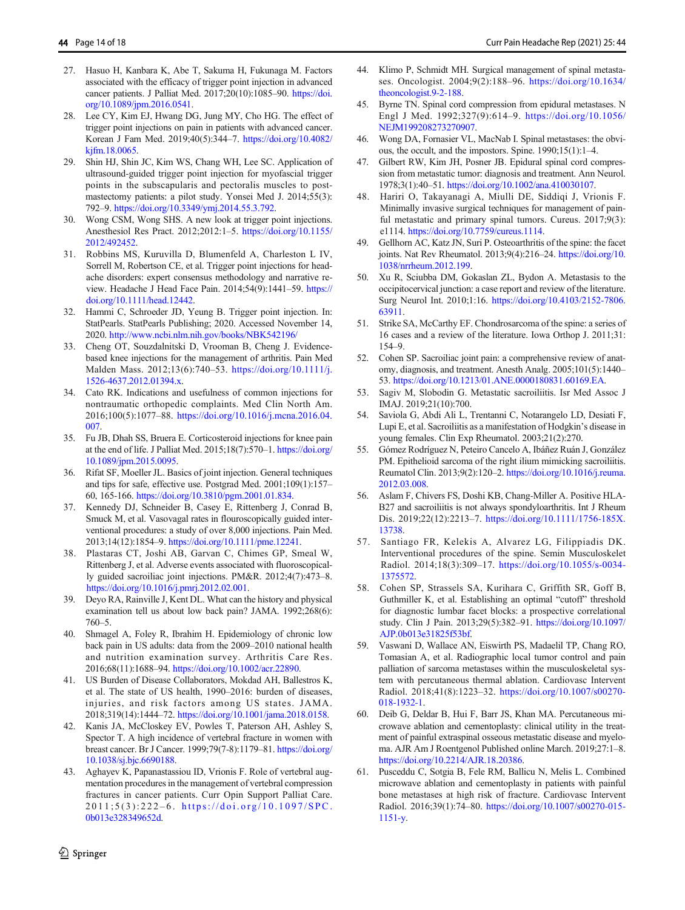27. Hasuo H, Kanbara K, Abe T, Sakuma H, Fukunaga M. Factors associated with the efficacy of trigger point injection in advanced cancer patients. J Palliat Med. 2017;20(10):1085–90. https://doi.org/10.1089/jpm.2016.0541.
28. Lee CY, Kim EJ, Hwang DG, Jung MY, Cho HG. The effect of trigger point injections on pain in patients with advanced cancer. Korean J Fam Med. 2019;40(5):344–7. https://doi.org/10.4082/kjfm.18.0065.
29. Shin HJ, Shin JC, Kim WS, Chang WH, Lee SC. Application of ultrasound-guided trigger point injection for myofascial trigger points in the subscapularis and pectoralis muscles to post-mastectomy patients: a pilot study. Yonsei Med J. 2014;55(3):792–9. https://doi.org/10.3349/ymj.2014.55.3.792.
30. Wong CSM, Wong SHS. A new look at trigger point injections. Anesthesiol Res Pract. 2012;2012:1–5. https://doi.org/10.1155/2012/492452.
31. Robbins MS, Kuruvilla D, Blumenfeld A, Charleston L IV, Sorrell M, Robertson CE, et al. Trigger point injections for headache disorders: expert consensus methodology and narrative review. Headache J Head Face Pain. 2014;54(9):1441–59. https://doi.org/10.1111/head.12442.
32. Hammi C, Schroeder JD, Yeung B. Trigger point injection. In: StatPearls. StatPearls Publishing; 2020. Accessed November 14, 2020. http://www.ncbi.nlm.nih.gov/books/NBK542196/
33. Cheng OT, Souzdalnitski D, Vrooman B, Cheng J. Evidence-based knee injections for the management of arthritis. Pain Med Malden Mass. 2012;13(6):740–53. https://doi.org/10.1111/j.1526-4637.2012.01394.x.
34. Cato RK. Indications and usefulness of common injections for nontraumatic orthopedic complaints. Med Clin North Am. 2016;100(5):1077–88. https://doi.org/10.1016/j.mcna.2016.04.007.
35. Fu JB, Dhah SS, Bruera E. Corticosteroid injections for knee pain at the end of life. J Palliat Med. 2015;18(7):570–1. https://doi.org/10.1089/jpm.2015.0095.
36. Rifat SF, Moeller JL. Basics of joint injection. General techniques and tips for safe, effective use. Postgrad Med. 2001;109(1):157–60, 165-166. https://doi.org/10.3810/pgm.2001.01.834.
37. Kennedy DJ, Schneider B, Casey E, Rittenberg J, Conrad B, Smuck M, et al. Vasovagal rates in flouroscopically guided interventional procedures: a study of over 8,000 injections. Pain Med. 2013;14(12):1854–9. https://doi.org/10.1111/pme.12241.
38. Plastaras CT, Joshi AB, Garvan C, Chimes GP, Smeal W, Rittenberg J, et al. Adverse events associated with fluoroscopically guided sacroiliac joint injections. PM&R. 2012;4(7):473–8. https://doi.org/10.1016/j.pmrj.2012.02.001.
39. Deyo RA, Rainville J, Kent DL. What can the history and physical examination tell us about low back pain? JAMA. 1992;268(6):760–5.
40. Shmagel A, Foley R, Ibrahim H. Epidemiology of chronic low back pain in US adults: data from the 2009–2010 national health and nutrition examination survey. Arthritis Care Res. 2016;68(11):1688–94. https://doi.org/10.1002/acr.22890.
41. US Burden of Disease Collaborators, Mokdad AH, Ballestros K, et al. The state of US health, 1990–2016: burden of diseases, injuries, and risk factors among US states. JAMA. 2018;319(14):1444–72. https://doi.org/10.1001/jama.2018.0158.
42. Kanis JA, McCloskey EV, Powles T, Paterson AH, Ashley S, Spector T. A high incidence of vertebral fracture in women with breast cancer. Br J Cancer. 1999;79(7-8):1179–81. https://doi.org/10.1038/sj.bjc.6690188.
43. Aghayev K, Papanastassiou ID, Vrionis F. Role of vertebral augmentation procedures in the management of vertebral compression fractures in cancer patients. Curr Opin Support Palliat Care. 2011;5(3):222–6. https://doi.org/10.1097/SPC.0b013e328349652d.
44. Klimo P, Schmidt MH. Surgical management of spinal metastases. Oncologist. 2004;9(2):188–96. https://doi.org/10.1634/theoncologist.9-2-188.
45. Byrne TN. Spinal cord compression from epidural metastases. N Engl J Med. 1992;327(9):614–9. https://doi.org/10.1056/NEJM199208273270907.
46. Wong DA, Fornasier VL, MacNab I. Spinal metastases: the obvious, the occult, and the impostors. Spine. 1990;15(1):1–4.
47. Gilbert RW, Kim JH, Posner JB. Epidural spinal cord compression from metastatic tumor: diagnosis and treatment. Ann Neurol. 1978;3(1):40–51. https://doi.org/10.1002/ana.410030107.
48. Hariri O, Takayanagi A, Miulli DE, Siddiqi J, Vrionis F. Minimally invasive surgical techniques for management of painful metastatic and primary spinal tumors. Cureus. 2017;9(3):e1114. https://doi.org/10.7759/cureus.1114.
49. Gellhorn AC, Katz JN, Suri P. Osteoarthritis of the spine: the facet joints. Nat Rev Rheumatol. 2013;9(4):216–24. https://doi.org/10.1038/nrrheum.2012.199.
50. Xu R, Sciubba DM, Gokaslan ZL, Bydon A. Metastasis to the occipitocervical junction: a case report and review of the literature. Surg Neurol Int. 2010;1:16. https://doi.org/10.4103/2152-7806.63911.
51. Strike SA, McCarthy EF. Chondrosarcoma of the spine: a series of 16 cases and a review of the literature. Iowa Orthop J. 2011;31:154–9.
52. Cohen SP. Sacroiliac joint pain: a comprehensive review of anatomy, diagnosis, and treatment. Anesth Analg. 2005;101(5):1440–53. https://doi.org/10.1213/01.ANE.0000180831.60169.EA.
53. Sagiv M, Slobodin G. Metastatic sacroiliitis. Isr Med Assoc J IMAJ. 2019;21(10):700.
54. Saviola G, Abdi Ali L, Trentanni C, Notarangelo LD, Desiati F, Lupi E, et al. Sacroiliitis as a manifestation of Hodgkin's disease in young females. Clin Exp Rheumatol. 2003;21(2):270.
55. Gómez Rodríguez N, Peteiro Cancelo A, Ibáñez Ruán J, González PM. Epithelioid sarcoma of the right ilium mimicking sacroiliitis. Reumatol Clin. 2013;9(2):120–2. https://doi.org/10.1016/j.reuma.2012.03.008.
56. Aslam F, Chivers FS, Doshi KB, Chang-Miller A. Positive HLA-B27 and sacroiliitis is not always spondyloarthritis. Int J Rheum Dis. 2019;22(12):2213–7. https://doi.org/10.1111/1756-185X.13738.
57. Santiago FR, Kelekis A, Alvarez LG, Filippiadis DK. Interventional procedures of the spine. Semin Musculoskelet Radiol. 2014;18(3):309–17. https://doi.org/10.1055/s-0034-1375572.
58. Cohen SP, Strassels SA, Kurihara C, Griffith SR, Goff B, Guthmiller K, et al. Establishing an optimal "cutoff" threshold for diagnostic lumbar facet blocks: a prospective correlational study. Clin J Pain. 2013;29(5):382–91. https://doi.org/10.1097/AJP.0b013e31825f53bf.
59. Vaswani D, Wallace AN, Eiswirth PS, Madaelil TP, Chang RO, Tomasian A, et al. Radiographic local tumor control and pain palliation of sarcoma metastases within the musculoskeletal system with percutaneous thermal ablation. Cardiovasc Intervent Radiol. 2018;41(8):1223–32. https://doi.org/10.1007/s00270-018-1932-1.
60. Deib G, Deldar B, Hui F, Barr JS, Khan MA. Percutaneous microwave ablation and cementoplasty: clinical utility in the treatment of painful extraspinal osseous metastatic disease and myeloma. AJR Am J Roentgenol Published online March. 2019;27:1–8. https://doi.org/10.2214/AJR.18.20386.
61. Pusceddu C, Sotgia B, Fele RM, Ballicu N, Melis L. Combined microwave ablation and cementoplasty in patients with painful bone metastases at high risk of fracture. Cardiovasc Intervent Radiol. 2016;39(1):74–80. https://doi.org/10.1007/s00270-015-1151-y.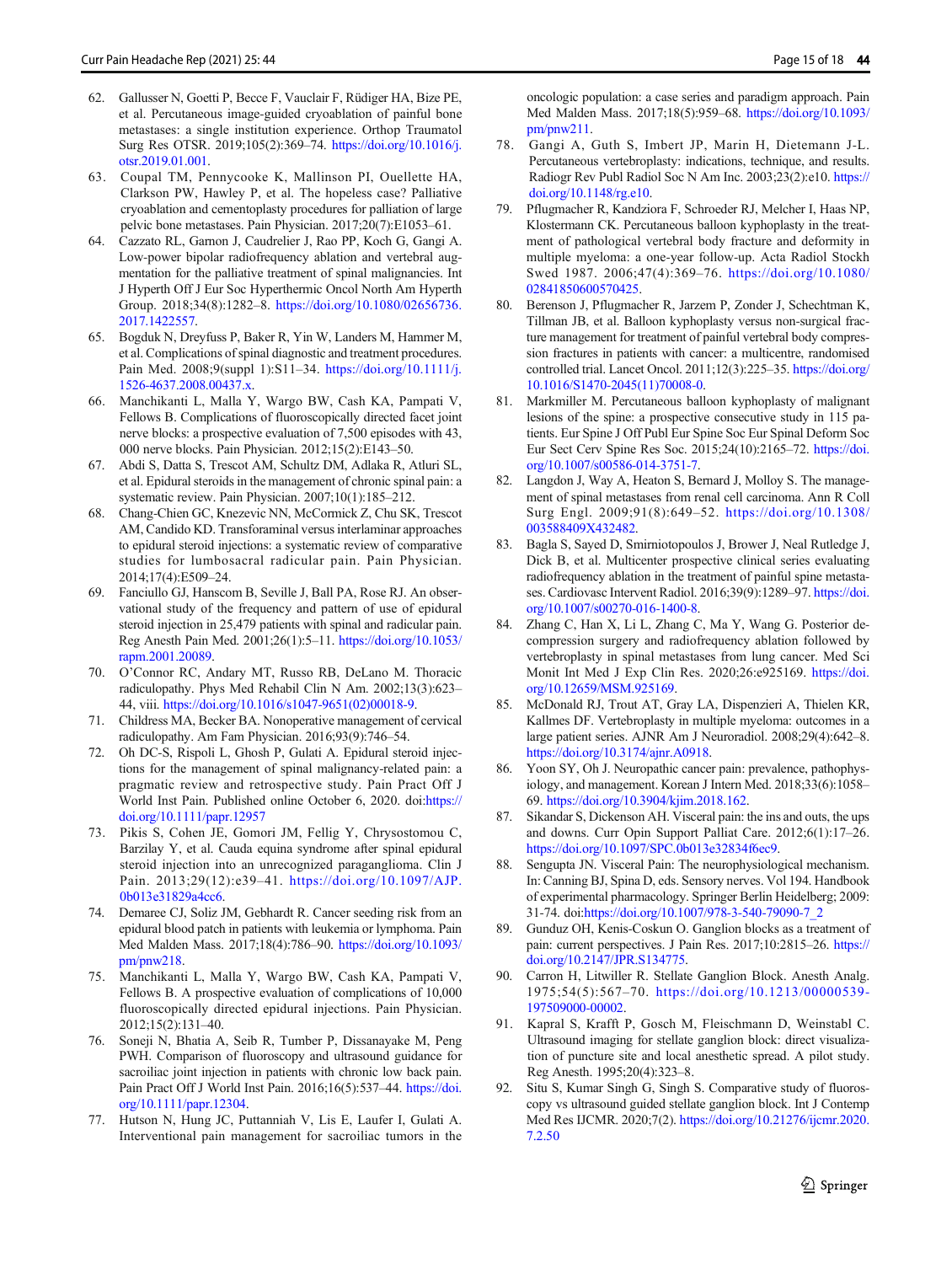62. Gallusser N, Goetti P, Becce F, Vauclair F, Rüdiger HA, Bize PE, et al. Percutaneous image-guided cryoablation of painful bone metastases: a single institution experience. Orthop Traumatol Surg Res OTSR. 2019;105(2):369–74. https://doi.org/10.1016/j.otsr.2019.01.001.
63. Coupal TM, Pennycooke K, Mallinson PI, Ouellette HA, Clarkson PW, Hawley P, et al. The hopeless case? Palliative cryoablation and cementoplasty procedures for palliation of large pelvic bone metastases. Pain Physician. 2017;20(7):E1053–61.
64. Cazzato RL, Garnon J, Caudrelier J, Rao PP, Koch G, Gangi A. Low-power bipolar radiofrequency ablation and vertebral augmentation for the palliative treatment of spinal malignancies. Int J Hyperth Off J Eur Soc Hyperthermic Oncol North Am Hyperth Group. 2018;34(8):1282–8. https://doi.org/10.1080/02656736.2017.1422557.
65. Bogduk N, Dreyfuss P, Baker R, Yin W, Landers M, Hammer M, et al. Complications of spinal diagnostic and treatment procedures. Pain Med. 2008;9(suppl 1):S11–34. https://doi.org/10.1111/j.1526-4637.2008.00437.x.
66. Manchikanti L, Malla Y, Wargo BW, Cash KA, Pampati V, Fellows B. Complications of fluoroscopically directed facet joint nerve blocks: a prospective evaluation of 7,500 episodes with 43,000 nerve blocks. Pain Physician. 2012;15(2):E143–50.
67. Abdi S, Datta S, Trescot AM, Schultz DM, Adlaka R, Atluri SL, et al. Epidural steroids in the management of chronic spinal pain: a systematic review. Pain Physician. 2007;10(1):185–212.
68. Chang-Chien GC, Knezevic NN, McCormick Z, Chu SK, Trescot AM, Candido KD. Transforaminal versus interlaminar approaches to epidural steroid injections: a systematic review of comparative studies for lumbosacral radicular pain. Pain Physician. 2014;17(4):E509–24.
69. Fanciullo GJ, Hanscom B, Seville J, Ball PA, Rose RJ. An observational study of the frequency and pattern of use of epidural steroid injection in 25,479 patients with spinal and radicular pain. Reg Anesth Pain Med. 2001;26(1):5–11. https://doi.org/10.1053/rapm.2001.20089.
70. O'Connor RC, Andary MT, Russo RB, DeLano M. Thoracic radiculopathy. Phys Med Rehabil Clin N Am. 2002;13(3):623–44, viii. https://doi.org/10.1016/s1047-9651(02)00018-9.
71. Childress MA, Becker BA. Nonoperative management of cervical radiculopathy. Am Fam Physician. 2016;93(9):746–54.
72. Oh DC-S, Rispoli L, Ghosh P, Gulati A. Epidural steroid injections for the management of spinal malignancy-related pain: a pragmatic review and retrospective study. Pain Pract Off J World Inst Pain. Published online October 6, 2020. doi:https://doi.org/10.1111/papr.12957
73. Pikis S, Cohen JE, Gomori JM, Fellig Y, Chrysostomou C, Barzilay Y, et al. Cauda equina syndrome after spinal epidural steroid injection into an unrecognized paraganglioma. Clin J Pain. 2013;29(12):e39–41. https://doi.org/10.1097/AJP.0b013e31829a4cc6.
74. Demaree CJ, Soliz JM, Gebhardt R. Cancer seeding risk from an epidural blood patch in patients with leukemia or lymphoma. Pain Med Malden Mass. 2017;18(4):786–90. https://doi.org/10.1093/pm/pnw218.
75. Manchikanti L, Malla Y, Wargo BW, Cash KA, Pampati V, Fellows B. A prospective evaluation of complications of 10,000 fluoroscopically directed epidural injections. Pain Physician. 2012;15(2):131–40.
76. Soneji N, Bhatia A, Seib R, Tumber P, Dissanayake M, Peng PWH. Comparison of fluoroscopy and ultrasound guidance for sacroiliac joint injection in patients with chronic low back pain. Pain Pract Off J World Inst Pain. 2016;16(5):537–44. https://doi.org/10.1111/papr.12304.
77. Hutson N, Hung JC, Puttanniah V, Lis E, Laufer I, Gulati A. Interventional pain management for sacroiliac tumors in the oncologic population: a case series and paradigm approach. Pain Med Malden Mass. 2017;18(5):959–68. https://doi.org/10.1093/pm/pnw211.
78. Gangi A, Guth S, Imbert JP, Marin H, Dietemann J-L. Percutaneous vertebroplasty: indications, technique, and results. Radiogr Rev Publ Radiol Soc N Am Inc. 2003;23(2):e10. https://doi.org/10.1148/rg.e10.
79. Pflugmacher R, Kandziora F, Schroeder RJ, Melcher I, Haas NP, Klostermann CK. Percutaneous balloon kyphoplasty in the treatment of pathological vertebral body fracture and deformity in multiple myeloma: a one-year follow-up. Acta Radiol Stockh Swed 1987. 2006;47(4):369–76. https://doi.org/10.1080/02841850600570425.
80. Berenson J, Pflugmacher R, Jarzem P, Zonder J, Schechtman K, Tillman JB, et al. Balloon kyphoplasty versus non-surgical fracture management for treatment of painful vertebral body compression fractures in patients with cancer: a multicentre, randomised controlled trial. Lancet Oncol. 2011;12(3):225–35. https://doi.org/10.1016/S1470-2045(11)70008-0.
81. Markmiller M. Percutaneous balloon kyphoplasty of malignant lesions of the spine: a prospective consecutive study in 115 patients. Eur Spine J Off Publ Eur Spine Soc Eur Spinal Deform Soc Eur Sect Cerv Spine Res Soc. 2015;24(10):2165–72. https://doi.org/10.1007/s00586-014-3751-7.
82. Langdon J, Way A, Heaton S, Bernard J, Molloy S. The management of spinal metastases from renal cell carcinoma. Ann R Coll Surg Engl. 2009;91(8):649–52. https://doi.org/10.1308/003588409X432482.
83. Bagla S, Sayed D, Smirniotopoulos J, Brower J, Neal Rutledge J, Dick B, et al. Multicenter prospective clinical series evaluating radiofrequency ablation in the treatment of painful spine metastases. Cardiovasc Intervent Radiol. 2016;39(9):1289–97. https://doi.org/10.1007/s00270-016-1400-8.
84. Zhang C, Han X, Li L, Zhang C, Ma Y, Wang G. Posterior decompression surgery and radiofrequency ablation followed by vertebroplasty in spinal metastases from lung cancer. Med Sci Monit Int Med J Exp Clin Res. 2020;26:e925169. https://doi.org/10.12659/MSM.925169.
85. McDonald RJ, Trout AT, Gray LA, Dispenzieri A, Thielen KR, Kallmes DF. Vertebroplasty in multiple myeloma: outcomes in a large patient series. AJNR Am J Neuroradiol. 2008;29(4):642–8. https://doi.org/10.3174/ajnr.A0918.
86. Yoon SY, Oh J. Neuropathic cancer pain: prevalence, pathophysiology, and management. Korean J Intern Med. 2018;33(6):1058–69. https://doi.org/10.3904/kjim.2018.162.
87. Sikandar S, Dickenson AH. Visceral pain: the ins and outs, the ups and downs. Curr Opin Support Palliat Care. 2012;6(1):17–26. https://doi.org/10.1097/SPC.0b013e32834f6ec9.
88. Sengupta JN. Visceral Pain: The neurophysiological mechanism. In: Canning BJ, Spina D, eds. Sensory nerves. Vol 194. Handbook of experimental pharmacology. Springer Berlin Heidelberg; 2009: 31-74. doi:https://doi.org/10.1007/978-3-540-79090-7_2
89. Gunduz OH, Kenis-Coskun O. Ganglion blocks as a treatment of pain: current perspectives. J Pain Res. 2017;10:2815–26. https://doi.org/10.2147/JPR.S134775.
90. Carron H, Litwiller R. Stellate Ganglion Block. Anesth Analg. 1975;54(5):567–70. https://doi.org/10.1213/00000539-197509000-00002.
91. Kapral S, Krafft P, Gosch M, Fleischmann D, Weinstabl C. Ultrasound imaging for stellate ganglion block: direct visualization of puncture site and local anesthetic spread. A pilot study. Reg Anesth. 1995;20(4):323–8.
92. Situ S, Kumar Singh G, Singh S. Comparative study of fluoroscopy vs ultrasound guided stellate ganglion block. Int J Contemp Med Res IJCMR. 2020;7(2). https://doi.org/10.21276/ijcmr.2020.7.2.50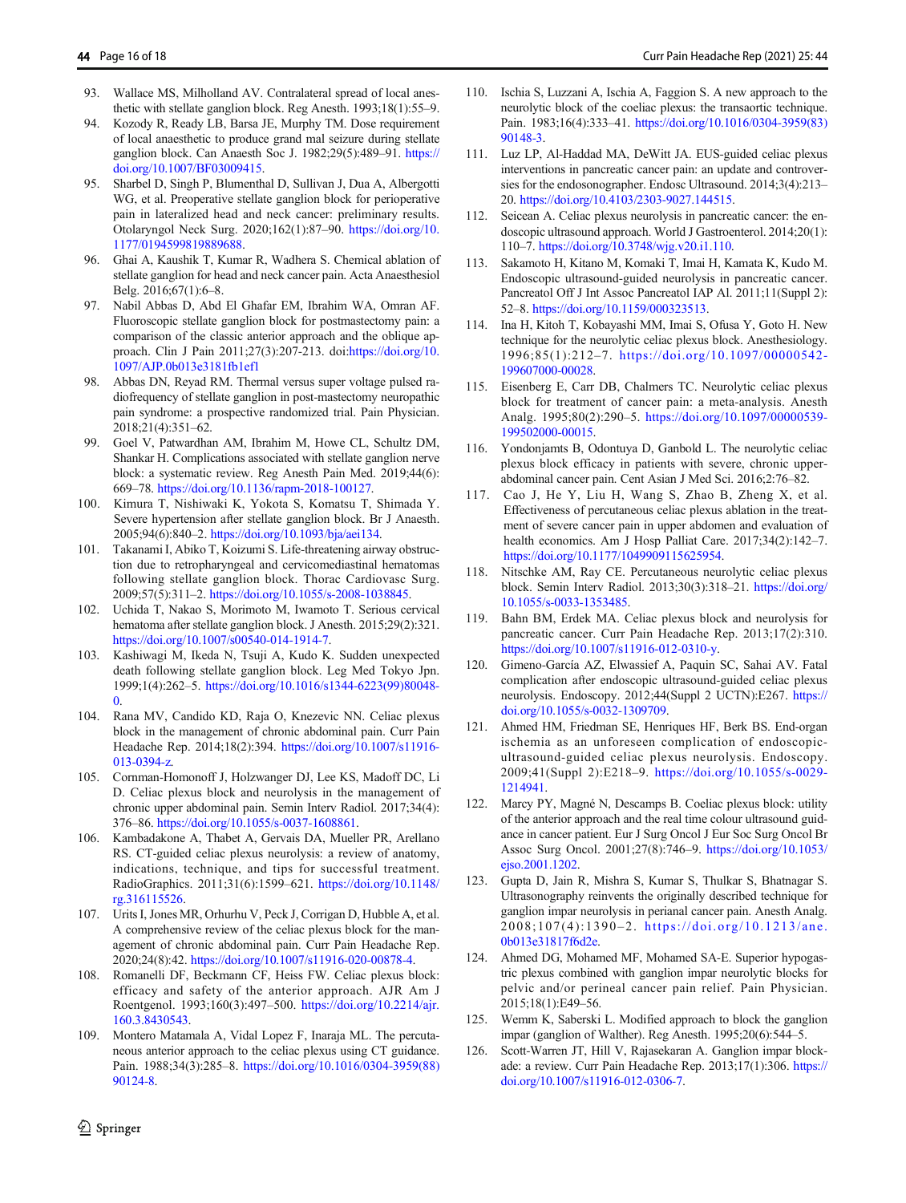93. Wallace MS, Milholland AV. Contralateral spread of local anesthetic with stellate ganglion block. Reg Anesth. 1993;18(1):55–9.
94. Kozody R, Ready LB, Barsa JE, Murphy TM. Dose requirement of local anaesthetic to produce grand mal seizure during stellate ganglion block. Can Anaesth Soc J. 1982;29(5):489–91. https://doi.org/10.1007/BF03009415.
95. Sharbel D, Singh P, Blumenthal D, Sullivan J, Dua A, Albergotti WG, et al. Preoperative stellate ganglion block for perioperative pain in lateralized head and neck cancer: preliminary results. Otolaryngol Neck Surg. 2020;162(1):87–90. https://doi.org/10.1177/0194599819889688.
96. Ghai A, Kaushik T, Kumar R, Wadhera S. Chemical ablation of stellate ganglion for head and neck cancer pain. Acta Anaesthesiol Belg. 2016;67(1):6–8.
97. Nabil Abbas D, Abd El Ghafar EM, Ibrahim WA, Omran AF. Fluoroscopic stellate ganglion block for postmastectomy pain: a comparison of the classic anterior approach and the oblique approach. Clin J Pain 2011;27(3):207-213. doi:https://doi.org/10.1097/AJP.0b013e3181fb1ef1
98. Abbas DN, Reyad RM. Thermal versus super voltage pulsed radiofrequency of stellate ganglion in post-mastectomy neuropathic pain syndrome: a prospective randomized trial. Pain Physician. 2018;21(4):351–62.
99. Goel V, Patwardhan AM, Ibrahim M, Howe CL, Schultz DM, Shankar H. Complications associated with stellate ganglion nerve block: a systematic review. Reg Anesth Pain Med. 2019;44(6):669–78. https://doi.org/10.1136/rapm-2018-100127.
100. Kimura T, Nishiwaki K, Yokota S, Komatsu T, Shimada Y. Severe hypertension after stellate ganglion block. Br J Anaesth. 2005;94(6):840–2. https://doi.org/10.1093/bja/aei134.
101. Takanami I, Abiko T, Koizumi S. Life-threatening airway obstruction due to retropharyngeal and cervicomediastinal hematomas following stellate ganglion block. Thorac Cardiovasc Surg. 2009;57(5):311–2. https://doi.org/10.1055/s-2008-1038845.
102. Uchida T, Nakao S, Morimoto M, Iwamoto T. Serious cervical hematoma after stellate ganglion block. J Anesth. 2015;29(2):321. https://doi.org/10.1007/s00540-014-1914-7.
103. Kashiwagi M, Ikeda N, Tsuji A, Kudo K. Sudden unexpected death following stellate ganglion block. Leg Med Tokyo Jpn. 1999;1(4):262–5. https://doi.org/10.1016/s1344-6223(99)80048-0.
104. Rana MV, Candido KD, Raja O, Knezevic NN. Celiac plexus block in the management of chronic abdominal pain. Curr Pain Headache Rep. 2014;18(2):394. https://doi.org/10.1007/s11916-013-0394-z.
105. Cornman-Homonoff J, Holzwanger DJ, Lee KS, Madoff DC, Li D. Celiac plexus block and neurolysis in the management of chronic upper abdominal pain. Semin Interv Radiol. 2017;34(4):376–86. https://doi.org/10.1055/s-0037-1608861.
106. Kambadakone A, Thabet A, Gervais DA, Mueller PR, Arellano RS. CT-guided celiac plexus neurolysis: a review of anatomy, indications, technique, and tips for successful treatment. RadioGraphics. 2011;31(6):1599–621. https://doi.org/10.1148/rg.316115526.
107. Urits I, Jones MR, Orhurhu V, Peck J, Corrigan D, Hubble A, et al. A comprehensive review of the celiac plexus block for the management of chronic abdominal pain. Curr Pain Headache Rep. 2020;24(8):42. https://doi.org/10.1007/s11916-020-00878-4.
108. Romanelli DF, Beckmann CF, Heiss FW. Celiac plexus block: efficacy and safety of the anterior approach. AJR Am J Roentgenol. 1993;160(3):497–500. https://doi.org/10.2214/ajr.160.3.8430543.
109. Montero Matamala A, Vidal Lopez F, Inaraja ML. The percutaneous anterior approach to the celiac plexus using CT guidance. Pain. 1988;34(3):285–8. https://doi.org/10.1016/0304-3959(88)90124-8.
110. Ischia S, Luzzani A, Ischia A, Faggion S. A new approach to the neurolytic block of the coeliac plexus: the transaortic technique. Pain. 1983;16(4):333–41. https://doi.org/10.1016/0304-3959(83)90148-3.
111. Luz LP, Al-Haddad MA, DeWitt JA. EUS-guided celiac plexus interventions in pancreatic cancer pain: an update and controversies for the endosonographer. Endosc Ultrasound. 2014;3(4):213–20. https://doi.org/10.4103/2303-9027.144515.
112. Seicean A. Celiac plexus neurolysis in pancreatic cancer: the endoscopic ultrasound approach. World J Gastroenterol. 2014;20(1):110–7. https://doi.org/10.3748/wjg.v20.i1.110.
113. Sakamoto H, Kitano M, Komaki T, Imai H, Kamata K, Kudo M. Endoscopic ultrasound-guided neurolysis in pancreatic cancer. Pancreatol Off J Int Assoc Pancreatol IAP Al. 2011;11(Suppl 2):52–8. https://doi.org/10.1159/000323513.
114. Ina H, Kitoh T, Kobayashi MM, Imai S, Ofusa Y, Goto H. New technique for the neurolytic celiac plexus block. Anesthesiology. 1996;85(1):212–7. https://doi.org/10.1097/00000542-199607000-00028.
115. Eisenberg E, Carr DB, Chalmers TC. Neurolytic celiac plexus block for treatment of cancer pain: a meta-analysis. Anesth Analg. 1995;80(2):290–5. https://doi.org/10.1097/00000539-199502000-00015.
116. Yondonjamts B, Odontuya D, Ganbold L. The neurolytic celiac plexus block efficacy in patients with severe, chronic upper-abdominal cancer pain. Cent Asian J Med Sci. 2016;2:76–82.
117. Cao J, He Y, Liu H, Wang S, Zhao B, Zheng X, et al. Effectiveness of percutaneous celiac plexus ablation in the treatment of severe cancer pain in upper abdomen and evaluation of health economics. Am J Hosp Palliat Care. 2017;34(2):142–7. https://doi.org/10.1177/1049909115625954.
118. Nitschke AM, Ray CE. Percutaneous neurolytic celiac plexus block. Semin Interv Radiol. 2013;30(3):318–21. https://doi.org/10.1055/s-0033-1353485.
119. Bahn BM, Erdek MA. Celiac plexus block and neurolysis for pancreatic cancer. Curr Pain Headache Rep. 2013;17(2):310. https://doi.org/10.1007/s11916-012-0310-y.
120. Gimeno-García AZ, Elwassief A, Paquin SC, Sahai AV. Fatal complication after endoscopic ultrasound-guided celiac plexus neurolysis. Endoscopy. 2012;44(Suppl 2 UCTN):E267. https://doi.org/10.1055/s-0032-1309709.
121. Ahmed HM, Friedman SE, Henriques HF, Berk BS. End-organ ischemia as an unforeseen complication of endoscopic-ultrasound-guided celiac plexus neurolysis. Endoscopy. 2009;41(Suppl 2):E218–9. https://doi.org/10.1055/s-0029-1214941.
122. Marcy PY, Magné N, Descamps B. Coeliac plexus block: utility of the anterior approach and the real time colour ultrasound guidance in cancer patient. Eur J Surg Oncol J Eur Soc Surg Oncol Br Assoc Surg Oncol. 2001;27(8):746–9. https://doi.org/10.1053/ejso.2001.1202.
123. Gupta D, Jain R, Mishra S, Kumar S, Thulkar S, Bhatnagar S. Ultrasonography reinvents the originally described technique for ganglion impar neurolysis in perianal cancer pain. Anesth Analg. 2008;107(4):1390–2. https://doi.org/10.1213/ane.0b013e31817f6d2e.
124. Ahmed DG, Mohamed MF, Mohamed SA-E. Superior hypogastric plexus combined with ganglion impar neurolytic blocks for pelvic and/or perineal cancer pain relief. Pain Physician. 2015;18(1):E49–56.
125. Wemm K, Saberski L. Modified approach to block the ganglion impar (ganglion of Walther). Reg Anesth. 1995;20(6):544–5.
126. Scott-Warren JT, Hill V, Rajasekaran A. Ganglion impar blockade: a review. Curr Pain Headache Rep. 2013;17(1):306. https://doi.org/10.1007/s11916-012-0306-7.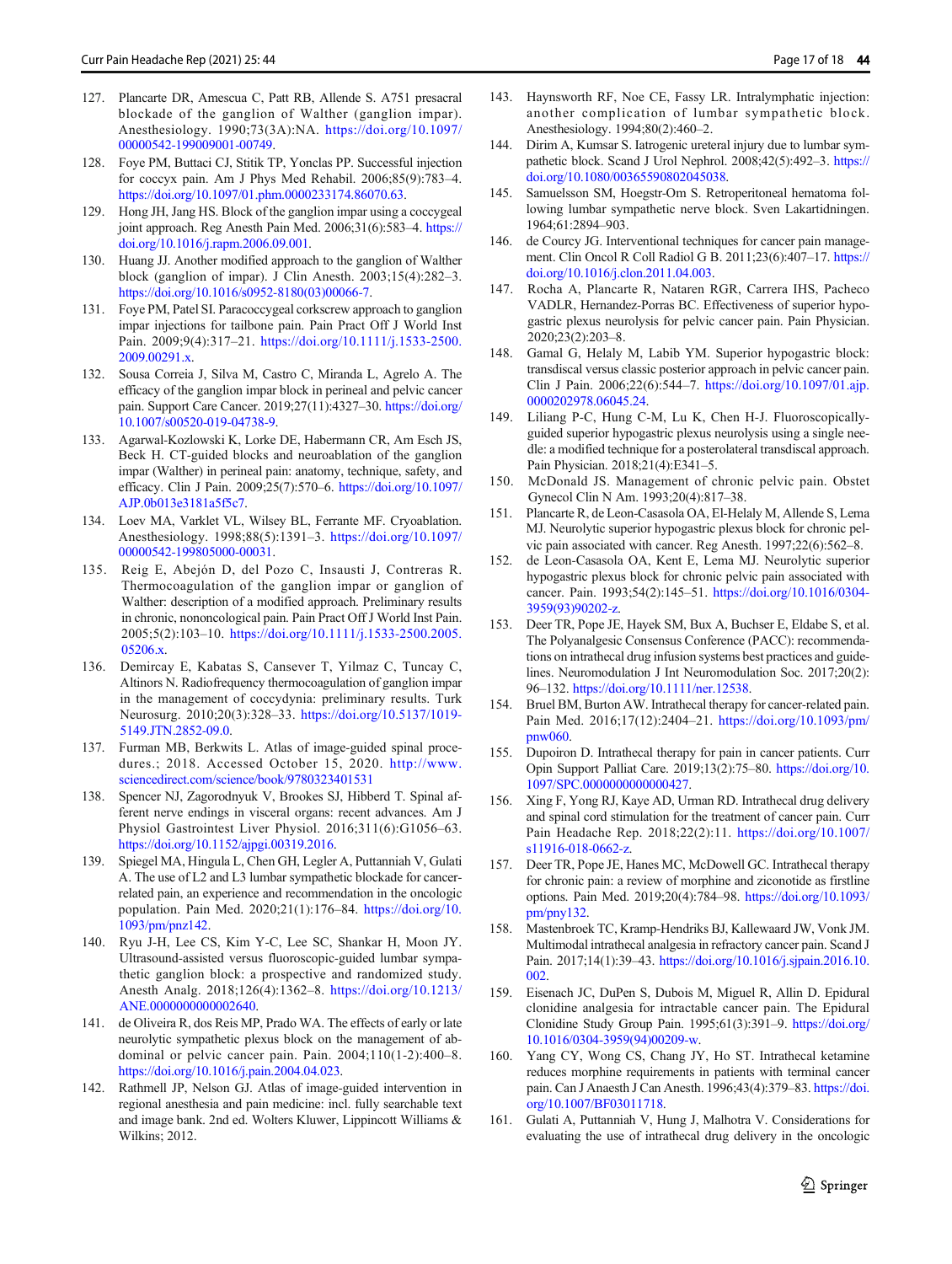127. Plancarte DR, Amescua C, Patt RB, Allende S. A751 presacral blockade of the ganglion of Walther (ganglion impar). Anesthesiology. 1990;73(3A):NA. https://doi.org/10.1097/00000542-199009001-00749.
128. Foye PM, Buttaci CJ, Stitik TP, Yonclas PP. Successful injection for coccyx pain. Am J Phys Med Rehabil. 2006;85(9):783–4. https://doi.org/10.1097/01.phm.0000233174.86070.63.
129. Hong JH, Jang HS. Block of the ganglion impar using a coccygeal joint approach. Reg Anesth Pain Med. 2006;31(6):583–4. https://doi.org/10.1016/j.rapm.2006.09.001.
130. Huang JJ. Another modified approach to the ganglion of Walther block (ganglion of impar). J Clin Anesth. 2003;15(4):282–3. https://doi.org/10.1016/s0952-8180(03)00066-7.
131. Foye PM, Patel SI. Paracoccygeal corkscrew approach to ganglion impar injections for tailbone pain. Pain Pract Off J World Inst Pain. 2009;9(4):317–21. https://doi.org/10.1111/j.1533-2500.2009.00291.x.
132. Sousa Correia J, Silva M, Castro C, Miranda L, Agrelo A. The efficacy of the ganglion impar block in perineal and pelvic cancer pain. Support Care Cancer. 2019;27(11):4327–30. https://doi.org/10.1007/s00520-019-04738-9.
133. Agarwal-Kozlowski K, Lorke DE, Habermann CR, Am Esch JS, Beck H. CT-guided blocks and neuroablation of the ganglion impar (Walther) in perineal pain: anatomy, technique, safety, and efficacy. Clin J Pain. 2009;25(7):570–6. https://doi.org/10.1097/AJP.0b013e3181a5f5c7.
134. Loev MA, Varklet VL, Wilsey BL, Ferrante MF. Cryoablation. Anesthesiology. 1998;88(5):1391–3. https://doi.org/10.1097/00000542-199805000-00031.
135. Reig E, Abejón D, del Pozo C, Insausti J, Contreras R. Thermocoagulation of the ganglion impar or ganglion of Walther: description of a modified approach. Preliminary results in chronic, nononcological pain. Pain Pract Off J World Inst Pain. 2005;5(2):103–10. https://doi.org/10.1111/j.1533-2500.2005.05206.x.
136. Demircay E, Kabatas S, Cansever T, Yilmaz C, Tuncay C, Altinors N. Radiofrequency thermocoagulation of ganglion impar in the management of coccydynia: preliminary results. Turk Neurosurg. 2010;20(3):328–33. https://doi.org/10.5137/1019-5149.JTN.2852-09.0.
137. Furman MB, Berkwits L. Atlas of image-guided spinal procedures.; 2018. Accessed October 15, 2020. http://www.sciencedirect.com/science/book/9780323401531
138. Spencer NJ, Zagorodnyuk V, Brookes SJ, Hibberd T. Spinal afferent nerve endings in visceral organs: recent advances. Am J Physiol Gastrointest Liver Physiol. 2016;311(6):G1056–63. https://doi.org/10.1152/ajpgi.00319.2016.
139. Spiegel MA, Hingula L, Chen GH, Legler A, Puttanniah V, Gulati A. The use of L2 and L3 lumbar sympathetic blockade for cancer-related pain, an experience and recommendation in the oncologic population. Pain Med. 2020;21(1):176–84. https://doi.org/10.1093/pm/pnz142.
140. Ryu J-H, Lee CS, Kim Y-C, Lee SC, Shankar H, Moon JY. Ultrasound-assisted versus fluoroscopic-guided lumbar sympathetic ganglion block: a prospective and randomized study. Anesth Analg. 2018;126(4):1362–8. https://doi.org/10.1213/ANE.0000000000002640.
141. de Oliveira R, dos Reis MP, Prado WA. The effects of early or late neurolytic sympathetic plexus block on the management of abdominal or pelvic cancer pain. Pain. 2004;110(1-2):400–8. https://doi.org/10.1016/j.pain.2004.04.023.
142. Rathmell JP, Nelson GJ. Atlas of image-guided intervention in regional anesthesia and pain medicine: incl. fully searchable text and image bank. 2nd ed. Wolters Kluwer, Lippincott Williams & Wilkins; 2012.
143. Haynsworth RF, Noe CE, Fassy LR. Intralymphatic injection: another complication of lumbar sympathetic block. Anesthesiology. 1994;80(2):460–2.
144. Dirim A, Kumsar S. Iatrogenic ureteral injury due to lumbar sympathetic block. Scand J Urol Nephrol. 2008;42(5):492–3. https://doi.org/10.1080/00365590802045038.
145. Samuelsson SM, Hoegstr-Om S. Retroperitoneal hematoma following lumbar sympathetic nerve block. Sven Lakartidningen. 1964;61:2894–903.
146. de Courcy JG. Interventional techniques for cancer pain management. Clin Oncol R Coll Radiol G B. 2011;23(6):407–17. https://doi.org/10.1016/j.clon.2011.04.003.
147. Rocha A, Plancarte R, Nataren RGR, Carrera IHS, Pacheco VADLR, Hernandez-Porras BC. Effectiveness of superior hypogastric plexus neurolysis for pelvic cancer pain. Pain Physician. 2020;23(2):203–8.
148. Gamal G, Helaly M, Labib YM. Superior hypogastric block: transdiscal versus classic posterior approach in pelvic cancer pain. Clin J Pain. 2006;22(6):544–7. https://doi.org/10.1097/01.ajp.0000202978.06045.24.
149. Liliang P-C, Hung C-M, Lu K, Chen H-J. Fluoroscopically-guided superior hypogastric plexus neurolysis using a single needle: a modified technique for a posterolateral transdiscal approach. Pain Physician. 2018;21(4):E341–5.
150. McDonald JS. Management of chronic pelvic pain. Obstet Gynecol Clin N Am. 1993;20(4):817–38.
151. Plancarte R, de Leon-Casasola OA, El-Helaly M, Allende S, Lema MJ. Neurolytic superior hypogastric plexus block for chronic pelvic pain associated with cancer. Reg Anesth. 1997;22(6):562–8.
152. de Leon-Casasola OA, Kent E, Lema MJ. Neurolytic superior hypogastric plexus block for chronic pelvic pain associated with cancer. Pain. 1993;54(2):145–51. https://doi.org/10.1016/0304-3959(93)90202-z.
153. Deer TR, Pope JE, Hayek SM, Bux A, Buchser E, Eldabe S, et al. The Polyanalgesic Consensus Conference (PACC): recommendations on intrathecal drug infusion systems best practices and guidelines. Neuromodulation J Int Neuromodulation Soc. 2017;20(2):96–132. https://doi.org/10.1111/ner.12538.
154. Bruel BM, Burton AW. Intrathecal therapy for cancer-related pain. Pain Med. 2016;17(12):2404–21. https://doi.org/10.1093/pm/pnw060.
155. Dupoiron D. Intrathecal therapy for pain in cancer patients. Curr Opin Support Palliat Care. 2019;13(2):75–80. https://doi.org/10.1097/SPC.0000000000000427.
156. Xing F, Yong RJ, Kaye AD, Urman RD. Intrathecal drug delivery and spinal cord stimulation for the treatment of cancer pain. Curr Pain Headache Rep. 2018;22(2):11. https://doi.org/10.1007/s11916-018-0662-z.
157. Deer TR, Pope JE, Hanes MC, McDowell GC. Intrathecal therapy for chronic pain: a review of morphine and ziconotide as firstline options. Pain Med. 2019;20(4):784–98. https://doi.org/10.1093/pm/pny132.
158. Mastenbroek TC, Kramp-Hendriks BJ, Kallewaard JW, Vonk JM. Multimodal intrathecal analgesia in refractory cancer pain. Scand J Pain. 2017;14(1):39–43. https://doi.org/10.1016/j.sjpain.2016.10.002.
159. Eisenach JC, DuPen S, Dubois M, Miguel R, Allin D. Epidural clonidine analgesia for intractable cancer pain. The Epidural Clonidine Study Group. Pain. 1995;61(3):391–9. https://doi.org/10.1016/0304-3959(94)00209-w.
160. Yang CY, Wong CS, Chang JY, Ho ST. Intrathecal ketamine reduces morphine requirements in patients with terminal cancer pain. Can J Anaesth J Can Anesth. 1996;43(4):379–83. https://doi.org/10.1007/BF03011718.
161. Gulati A, Puttanniah V, Hung J, Malhotra V. Considerations for evaluating the use of intrathecal drug delivery in the oncologic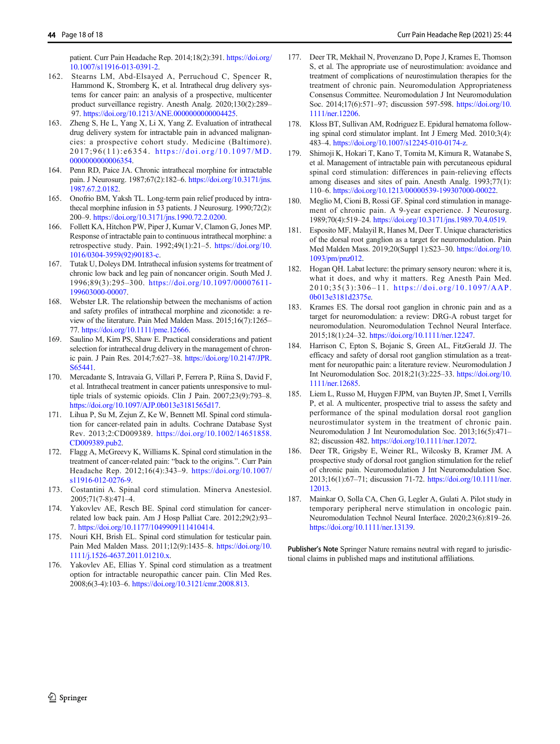patient. Curr Pain Headache Rep. 2014;18(2):391. https://doi.org/10.1007/s11916-013-0391-2.

162. Stearns LM, Abd-Elsayed A, Perruchoud C, Spencer R, Hammond K, Stromberg K, et al. Intrathecal drug delivery systems for cancer pain: an analysis of a prospective, multicenter product surveillance registry. Anesth Analg. 2020;130(2):289–97. https://doi.org/10.1213/ANE.0000000000004425.
163. Zheng S, He L, Yang X, Li X, Yang Z. Evaluation of intrathecal drug delivery system for intractable pain in advanced malignancies: a prospective cohort study. Medicine (Baltimore). 2017;96(11):e6354. https://doi.org/10.1097/MD.0000000000006354.
164. Penn RD, Paice JA. Chronic intrathecal morphine for intractable pain. J Neurosurg. 1987;67(2):182–6. https://doi.org/10.3171/jns.1987.67.2.0182.
165. Onofrio BM, Yaksh TL. Long-term pain relief produced by intrathecal morphine infusion in 53 patients. J Neurosurg. 1990;72(2):200–9. https://doi.org/10.3171/jns.1990.72.2.0200.
166. Follett KA, Hitchon PW, Piper J, Kumar V, Clamon G, Jones MP. Response of intractable pain to continuous intrathecal morphine: a retrospective study. Pain. 1992;49(1):21–5. https://doi.org/10.1016/0304-3959(92)90183-c.
167. Tutak U, Doleys DM. Intrathecal infusion systems for treatment of chronic low back and leg pain of noncancer origin. South Med J. 1996;89(3):295–300. https://doi.org/10.1097/00007611-199603000-00007.
168. Webster LR. The relationship between the mechanisms of action and safety profiles of intrathecal morphine and ziconotide: a review of the literature. Pain Med Malden Mass. 2015;16(7):1265–77. https://doi.org/10.1111/pme.12666.
169. Saulino M, Kim PS, Shaw E. Practical considerations and patient selection for intrathecal drug delivery in the management of chronic pain. J Pain Res. 2014;7:627–38. https://doi.org/10.2147/JPR.S65441.
170. Mercadante S, Intravaia G, Villari P, Ferrera P, Riina S, David F, et al. Intrathecal treatment in cancer patients unresponsive to multiple trials of systemic opioids. Clin J Pain. 2007;23(9):793–8. https://doi.org/10.1097/AJP.0b013e3181565d17.
171. Lihua P, Su M, Zejun Z, Ke W, Bennett MI. Spinal cord stimulation for cancer-related pain in adults. Cochrane Database Syst Rev. 2013;2:CD009389. https://doi.org/10.1002/14651858.CD009389.pub2.
172. Flagg A, McGreevy K, Williams K. Spinal cord stimulation in the treatment of cancer-related pain: "back to the origins.". Curr Pain Headache Rep. 2012;16(4):343–9. https://doi.org/10.1007/s11916-012-0276-9.
173. Costantini A. Spinal cord stimulation. Minerva Anestesiol. 2005;71(7-8):471–4.
174. Yakovlev AE, Resch BE. Spinal cord stimulation for cancer-related low back pain. Am J Hosp Palliat Care. 2012;29(2):93–7. https://doi.org/10.1177/1049909111410414.
175. Nouri KH, Brish EL. Spinal cord stimulation for testicular pain. Pain Med Malden Mass. 2011;12(9):1435–8. https://doi.org/10.1111/j.1526-4637.2011.01210.x.
176. Yakovlev AE, Ellias Y. Spinal cord stimulation as a treatment option for intractable neuropathic cancer pain. Clin Med Res. 2008;6(3-4):103–6. https://doi.org/10.3121/cmr.2008.813.
177. Deer TR, Mekhail N, Provenzano D, Pope J, Krames E, Thomson S, et al. The appropriate use of neurostimulation: avoidance and treatment of complications of neurostimulation therapies for the treatment of chronic pain. Neuromodulation Appropriateness Consensus Committee. Neuromodulation J Int Neuromodulation Soc. 2014;17(6):571–97; discussion 597-598. https://doi.org/10.1111/ner.12206.
178. Kloss BT, Sullivan AM, Rodriguez E. Epidural hematoma following spinal cord stimulator implant. Int J Emerg Med. 2010;3(4):483–4. https://doi.org/10.1007/s12245-010-0174-z.
179. Shimoji K, Hokari T, Kano T, Tomita M, Kimura R, Watanabe S, et al. Management of intractable pain with percutaneous epidural spinal cord stimulation: differences in pain-relieving effects among diseases and sites of pain. Anesth Analg. 1993;77(1):110–6. https://doi.org/10.1213/00000539-199307000-00022.
180. Meglio M, Cioni B, Rossi GF. Spinal cord stimulation in management of chronic pain. A 9-year experience. J Neurosurg. 1989;70(4):519–24. https://doi.org/10.3171/jns.1989.70.4.0519.
181. Esposito MF, Malayil R, Hanes M, Deer T. Unique characteristics of the dorsal root ganglion as a target for neuromodulation. Pain Med Malden Mass. 2019;20(Suppl 1):S23–30. https://doi.org/10.1093/pm/pnz012.
182. Hogan QH. Labat lecture: the primary sensory neuron: where it is, what it does, and why it matters. Reg Anesth Pain Med. 2010;35(3):306–11. https://doi.org/10.1097/AAP.0b013e3181d2375e.
183. Krames ES. The dorsal root ganglion in chronic pain and as a target for neuromodulation: a review: DRG-A robust target for neuromodulation. Neuromodulation Technol Neural Interface. 2015;18(1):24–32. https://doi.org/10.1111/ner.12247.
184. Harrison C, Epton S, Bojanic S, Green AL, FitzGerald JJ. The efficacy and safety of dorsal root ganglion stimulation as a treatment for neuropathic pain: a literature review. Neuromodulation J Int Neuromodulation Soc. 2018;21(3):225–33. https://doi.org/10.1111/ner.12685.
185. Liem L, Russo M, Huygen FJPM, van Buyten JP, Smet I, Verrills P, et al. A multicenter, prospective trial to assess the safety and performance of the spinal modulation dorsal root ganglion neurostimulator system in the treatment of chronic pain. Neuromodulation J Int Neuromodulation Soc. 2013;16(5):471–82; discussion 482. https://doi.org/10.1111/ner.12072.
186. Deer TR, Grigsby E, Weiner RL, Wilcosky B, Kramer JM. A prospective study of dorsal root ganglion stimulation for the relief of chronic pain. Neuromodulation J Int Neuromodulation Soc. 2013;16(1):67–71; discussion 71-72. https://doi.org/10.1111/ner.12013.
187. Mainkar O, Solla CA, Chen G, Legler A, Gulati A. Pilot study in temporary peripheral nerve stimulation in oncologic pain. Neuromodulation Technol Neural Interface. 2020;23(6):819–26. https://doi.org/10.1111/ner.13139.

**Publisher's Note** Springer Nature remains neutral with regard to jurisdictional claims in published maps and institutional affiliations.